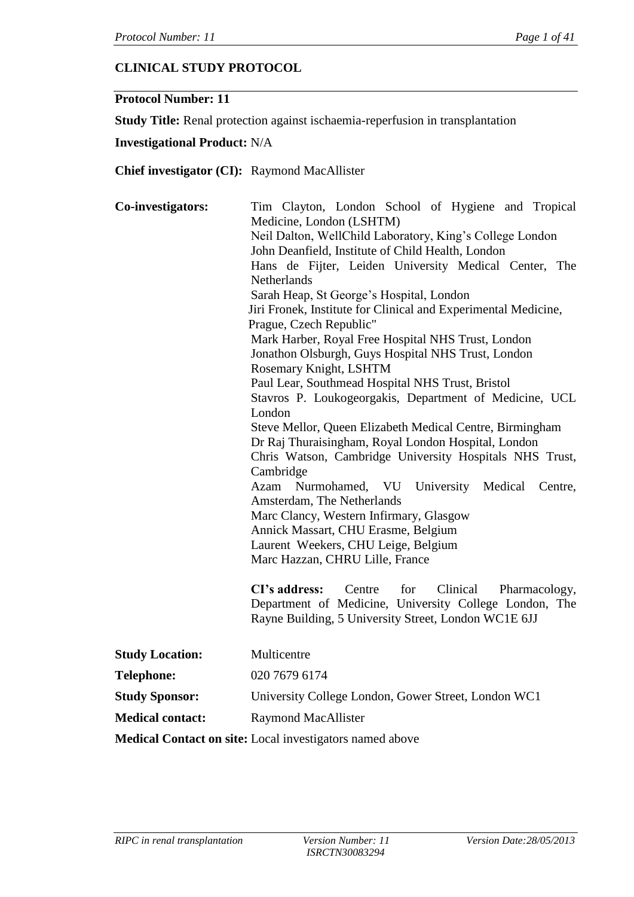## CLINICAL STUDY PROTOCOL

**Protocol Number: 11**

**Study Title:** Renal protection against ischaemia-reperfusion in transplantation

**Investigational Product:** N/A

**Chief investigator (CI):** Raymond MacAllister

**Co-investigators:**

Tim Clayton, London School of Hygiene and Tropical Medicine, London (LSHTM)
Neil Dalton, WellChild Laboratory, King's College London
John Deanfield, Institute of Child Health, London
Hans de Fijter, Leiden University Medical Center, The Netherlands
Sarah Heap, St George's Hospital, London
Jiri Fronek, Institute for Clinical and Experimental Medicine, Prague, Czech Republic"
Mark Harber, Royal Free Hospital NHS Trust, London
Jonathon Olsburgh, Guys Hospital NHS Trust, London
Rosemary Knight, LSHTM
Paul Lear, Southmead Hospital NHS Trust, Bristol
Stavros P. Loukogeorgakis, Department of Medicine, UCL London
Steve Mellor, Queen Elizabeth Medical Centre, Birmingham
Dr Raj Thuraisingham, Royal London Hospital, London
Chris Watson, Cambridge University Hospitals NHS Trust, Cambridge
Azam Nurmohamed, VU University Medical Centre, Amsterdam, The Netherlands
Marc Clancy, Western Infirmary, Glasgow
Annick Massart, CHU Erasme, Belgium
Laurent Weekers, CHU Leige, Belgium
Marc Hazzan, CHRU Lille, France

**CI's address:** Centre for Clinical Pharmacology, Department of Medicine, University College London, The Rayne Building, 5 University Street, London WC1E 6JJ

**Study Location:** Multicentre

**Telephone:** 020 7679 6174

**Study Sponsor:** University College London, Gower Street, London WC1

**Medical contact:** Raymond MacAllister

**Medical Contact on site:** Local investigators named above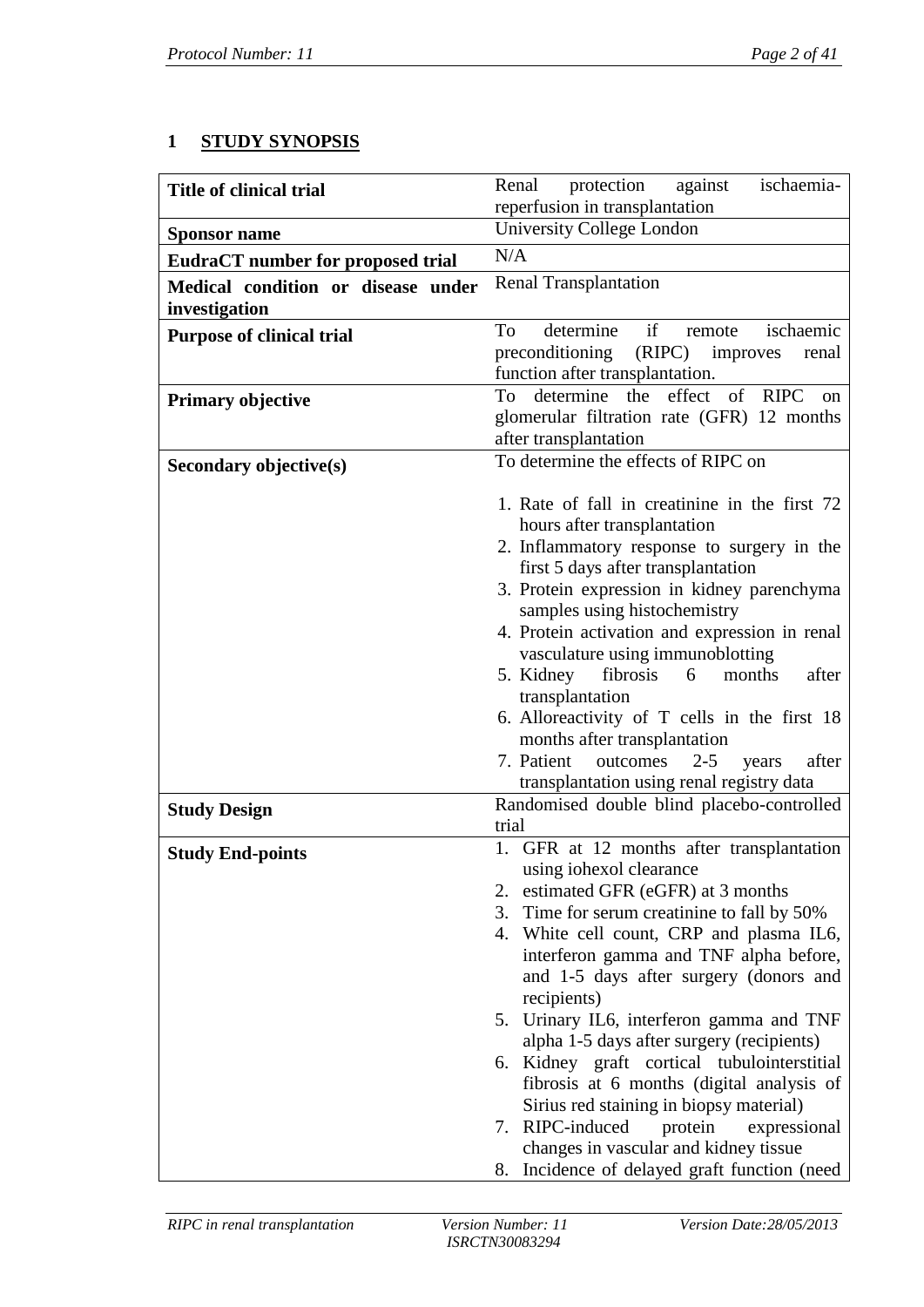# 1 STUDY SYNOPSIS

| Title of clinical trial | Renal protection against ischaemia-reperfusion in transplantation |
|---|---|
| **Sponsor name** | University College London |
| **EudraCT number for proposed trial** | N/A |
| **Medical condition or disease under investigation** | Renal Transplantation |
| **Purpose of clinical trial** | To determine if remote ischaemic preconditioning (RIPC) improves renal function after transplantation. |
| **Primary objective** | To determine the effect of RIPC on glomerular filtration rate (GFR) 12 months after transplantation |
| **Secondary objective(s)** | To determine the effects of RIPC on<br><br>1. Rate of fall in creatinine in the first 72 hours after transplantation<br>2. Inflammatory response to surgery in the first 5 days after transplantation<br>3. Protein expression in kidney parenchyma samples using histochemistry<br>4. Protein activation and expression in renal vasculature using immunoblotting<br>5. Kidney fibrosis 6 months after transplantation<br>6. Alloreactivity of T cells in the first 18 months after transplantation<br>7. Patient outcomes 2-5 years after transplantation using renal registry data |
| **Study Design** | Randomised double blind placebo-controlled trial |
| **Study End-points** | 1. GFR at 12 months after transplantation using iohexol clearance<br>2. estimated GFR (eGFR) at 3 months<br>3. Time for serum creatinine to fall by 50%<br>4. White cell count, CRP and plasma IL6, interferon gamma and TNF alpha before, and 1-5 days after surgery (donors and recipients)<br>5. Urinary IL6, interferon gamma and TNF alpha 1-5 days after surgery (recipients)<br>6. Kidney graft cortical tubulointerstitial fibrosis at 6 months (digital analysis of Sirius red staining in biopsy material)<br>7. RIPC-induced protein expressional changes in vascular and kidney tissue<br>8. Incidence of delayed graft function (need |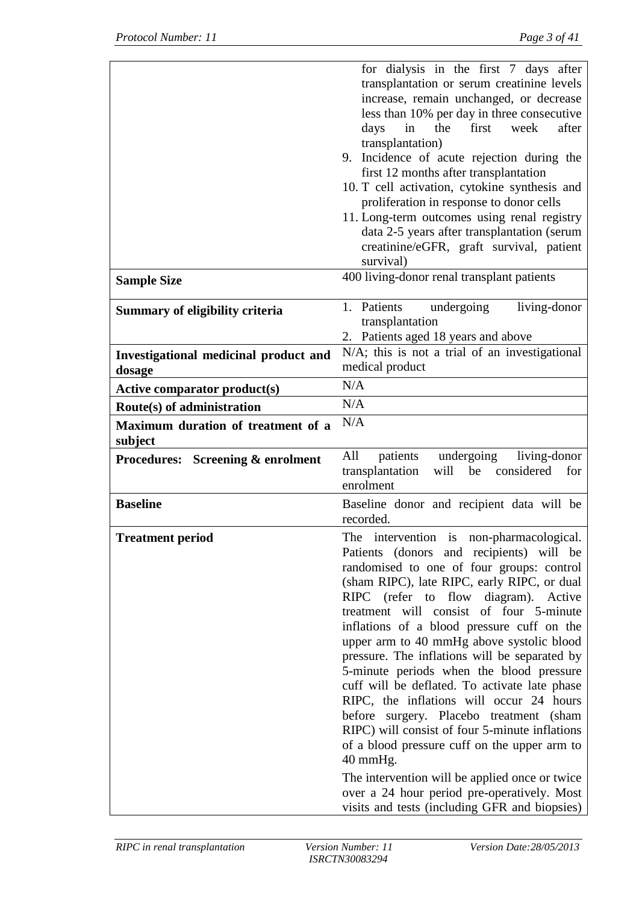| | |
|---|---|
| | for dialysis in the first 7 days after transplantation or serum creatinine levels increase, remain unchanged, or decrease less than 10% per day in three consecutive days in the first week after transplantation)<br>9. Incidence of acute rejection during the first 12 months after transplantation<br>10. T cell activation, cytokine synthesis and proliferation in response to donor cells<br>11. Long-term outcomes using renal registry data 2-5 years after transplantation (serum creatinine/eGFR, graft survival, patient survival) |
| **Sample Size** | 400 living-donor renal transplant patients |
| **Summary of eligibility criteria** | 1. Patients undergoing living-donor transplantation<br>2. Patients aged 18 years and above |
| **Investigational medicinal product and dosage** | N/A; this is not a trial of an investigational medical product |
| **Active comparator product(s)** | N/A |
| **Route(s) of administration** | N/A |
| **Maximum duration of treatment of a subject** | N/A |
| **Procedures: Screening & enrolment** | All patients undergoing living-donor transplantation will be considered for enrolment |
| **Baseline** | Baseline donor and recipient data will be recorded. |
| **Treatment period** | The intervention is non-pharmacological. Patients (donors and recipients) will be randomised to one of four groups: control (sham RIPC), late RIPC, early RIPC, or dual RIPC (refer to flow diagram). Active treatment will consist of four 5-minute inflations of a blood pressure cuff on the upper arm to 40 mmHg above systolic blood pressure. The inflations will be separated by 5-minute periods when the blood pressure cuff will be deflated. To activate late phase RIPC, the inflations will occur 24 hours before surgery. Placebo treatment (sham RIPC) will consist of four 5-minute inflations of a blood pressure cuff on the upper arm to 40 mmHg.<br><br>The intervention will be applied once or twice over a 24 hour period pre-operatively. Most visits and tests (including GFR and biopsies) |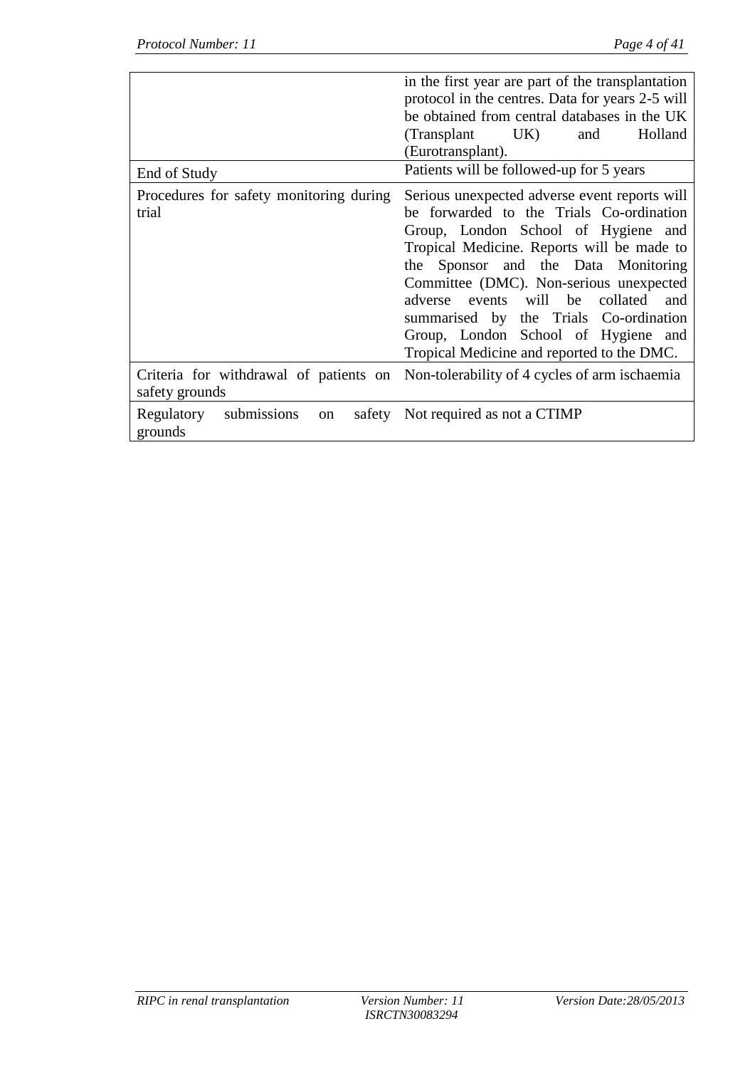| | |
|---|---|
| | in the first year are part of the transplantation protocol in the centres. Data for years 2-5 will be obtained from central databases in the UK (Transplant UK) and Holland (Eurotransplant). |
| End of Study | Patients will be followed-up for 5 years |
| Procedures for safety monitoring during trial | Serious unexpected adverse event reports will be forwarded to the Trials Co-ordination Group, London School of Hygiene and Tropical Medicine. Reports will be made to the Sponsor and the Data Monitoring Committee (DMC). Non-serious unexpected adverse events will be collated and summarised by the Trials Co-ordination Group, London School of Hygiene and Tropical Medicine and reported to the DMC. |
| Criteria for withdrawal of patients on safety grounds | Non-tolerability of 4 cycles of arm ischaemia |
| Regulatory submissions on safety grounds | Not required as not a CTIMP |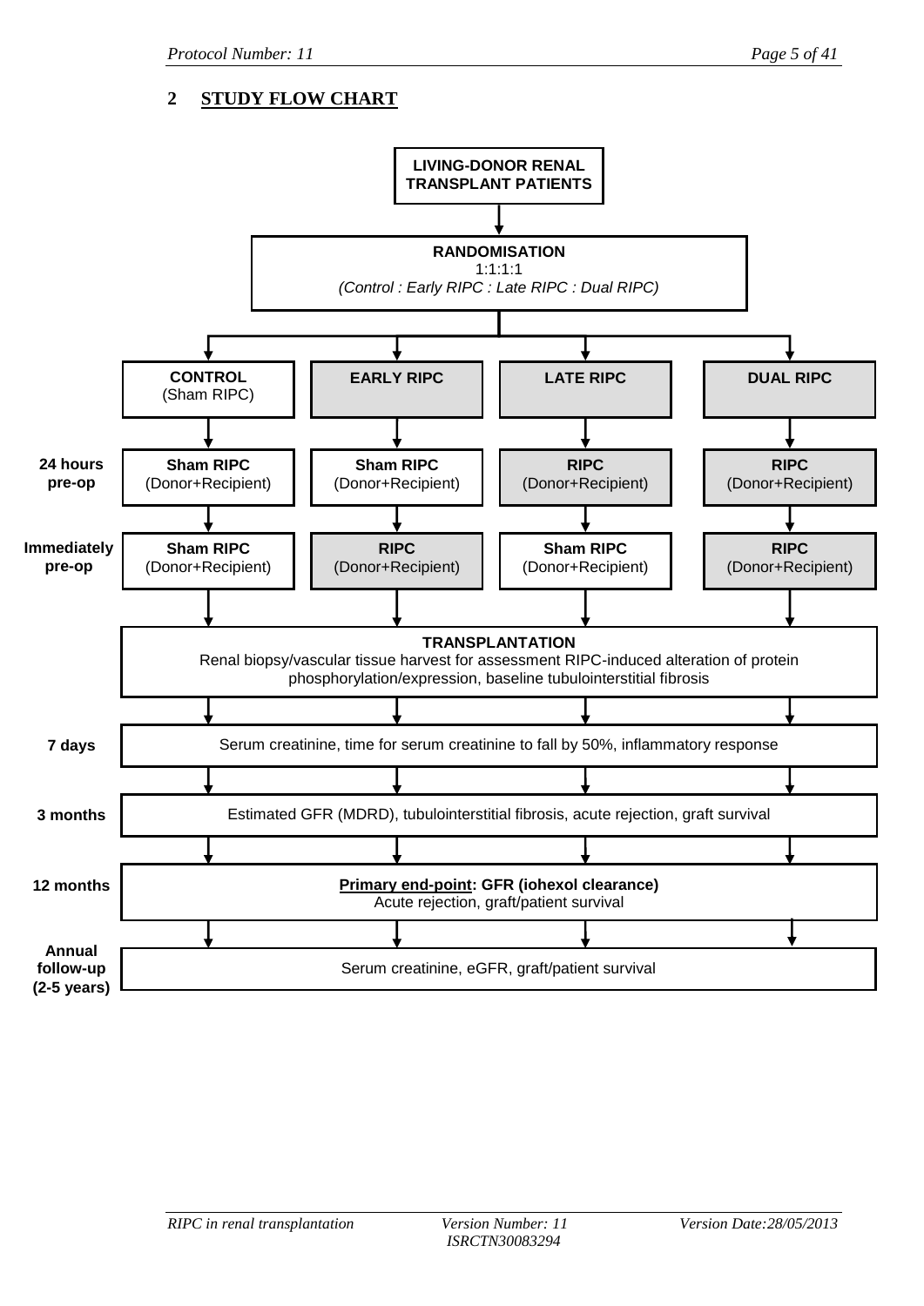## 2 STUDY FLOW CHART

**LIVING-DONOR RENAL TRANSPLANT PATIENTS**

↓

**RANDOMISATION**
1:1:1:1
*(Control : Early RIPC : Late RIPC : Dual RIPC)*

↓

| | **CONTROL** (Sham RIPC) | **EARLY RIPC** | **LATE RIPC** | **DUAL RIPC** |
|---|---|---|---|---|
| **24 hours pre-op** | **Sham RIPC** (Donor+Recipient) | **Sham RIPC** (Donor+Recipient) | **RIPC** (Donor+Recipient) | **RIPC** (Donor+Recipient) |
| **Immediately pre-op** | **Sham RIPC** (Donor+Recipient) | **RIPC** (Donor+Recipient) | **Sham RIPC** (Donor+Recipient) | **RIPC** (Donor+Recipient) |

↓

**TRANSPLANTATION**
Renal biopsy/vascular tissue harvest for assessment RIPC-induced alteration of protein phosphorylation/expression, baseline tubulointerstitial fibrosis

↓

**7 days**: Serum creatinine, time for serum creatinine to fall by 50%, inflammatory response

↓

**3 months**: Estimated GFR (MDRD), tubulointerstitial fibrosis, acute rejection, graft survival

↓

**12 months**: **Primary end-point: GFR (iohexol clearance)**
Acute rejection, graft/patient survival

↓

**Annual follow-up (2-5 years)**: Serum creatinine, eGFR, graft/patient survival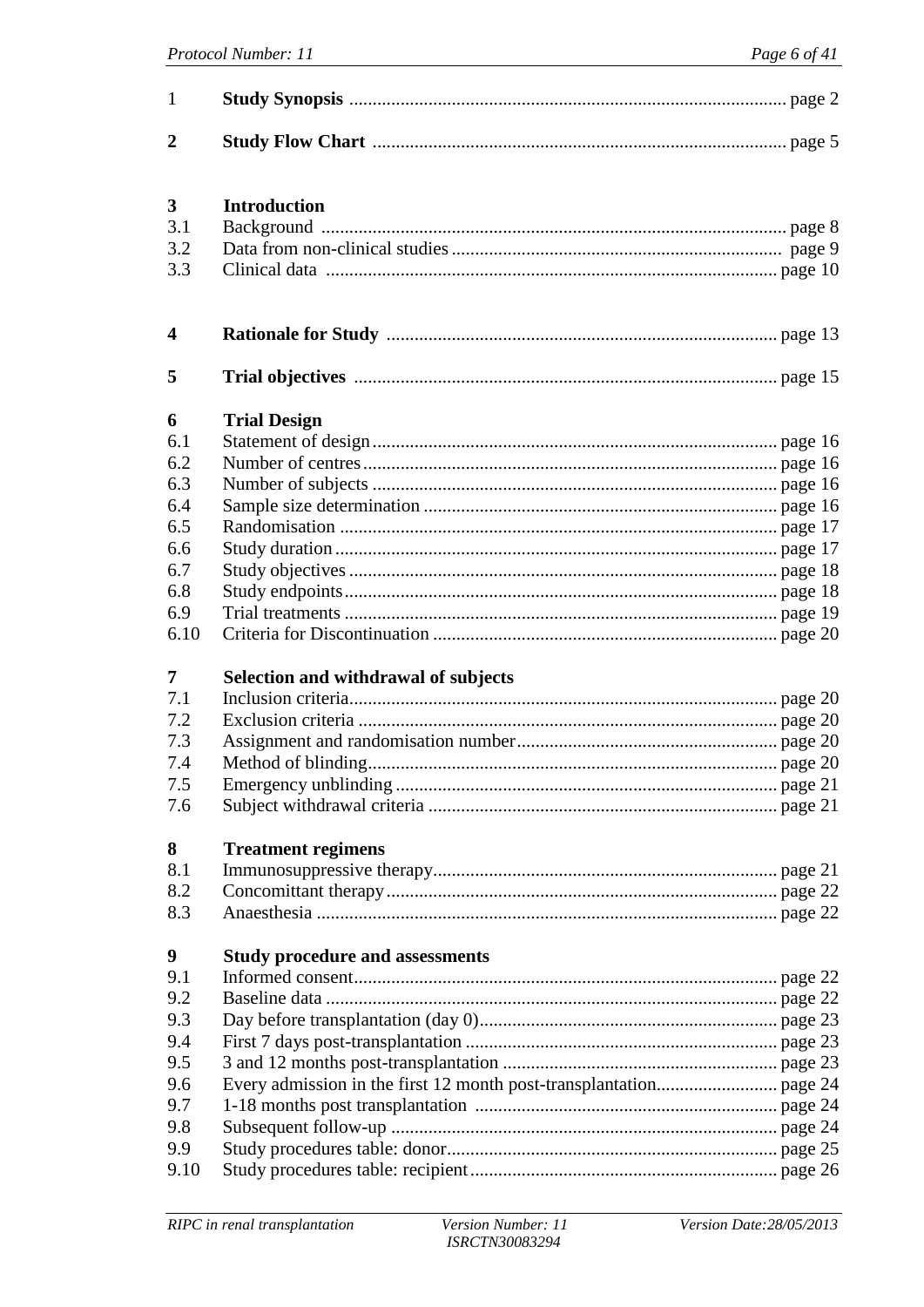| | | |
|---|---|---|
| 1 | **Study Synopsis** | page 2 |
| **2** | **Study Flow Chart** | page 5 |
| **3** | **Introduction** | |
| 3.1 | Background | page 8 |
| 3.2 | Data from non-clinical studies | page 9 |
| 3.3 | Clinical data | page 10 |
| **4** | **Rationale for Study** | page 13 |
| **5** | **Trial objectives** | page 15 |
| **6** | **Trial Design** | |
| 6.1 | Statement of design | page 16 |
| 6.2 | Number of centres | page 16 |
| 6.3 | Number of subjects | page 16 |
| 6.4 | Sample size determination | page 16 |
| 6.5 | Randomisation | page 17 |
| 6.6 | Study duration | page 17 |
| 6.7 | Study objectives | page 18 |
| 6.8 | Study endpoints | page 18 |
| 6.9 | Trial treatments | page 19 |
| 6.10 | Criteria for Discontinuation | page 20 |
| **7** | **Selection and withdrawal of subjects** | |
| 7.1 | Inclusion criteria | page 20 |
| 7.2 | Exclusion criteria | page 20 |
| 7.3 | Assignment and randomisation number | page 20 |
| 7.4 | Method of blinding | page 20 |
| 7.5 | Emergency unblinding | page 21 |
| 7.6 | Subject withdrawal criteria | page 21 |
| **8** | **Treatment regimens** | |
| 8.1 | Immunosuppressive therapy | page 21 |
| 8.2 | Concomittant therapy | page 22 |
| 8.3 | Anaesthesia | page 22 |
| **9** | **Study procedure and assessments** | |
| 9.1 | Informed consent | page 22 |
| 9.2 | Baseline data | page 22 |
| 9.3 | Day before transplantation (day 0) | page 23 |
| 9.4 | First 7 days post-transplantation | page 23 |
| 9.5 | 3 and 12 months post-transplantation | page 23 |
| 9.6 | Every admission in the first 12 month post-transplantation | page 24 |
| 9.7 | 1-18 months post transplantation | page 24 |
| 9.8 | Subsequent follow-up | page 24 |
| 9.9 | Study procedures table: donor | page 25 |
| 9.10 | Study procedures table: recipient | page 26 |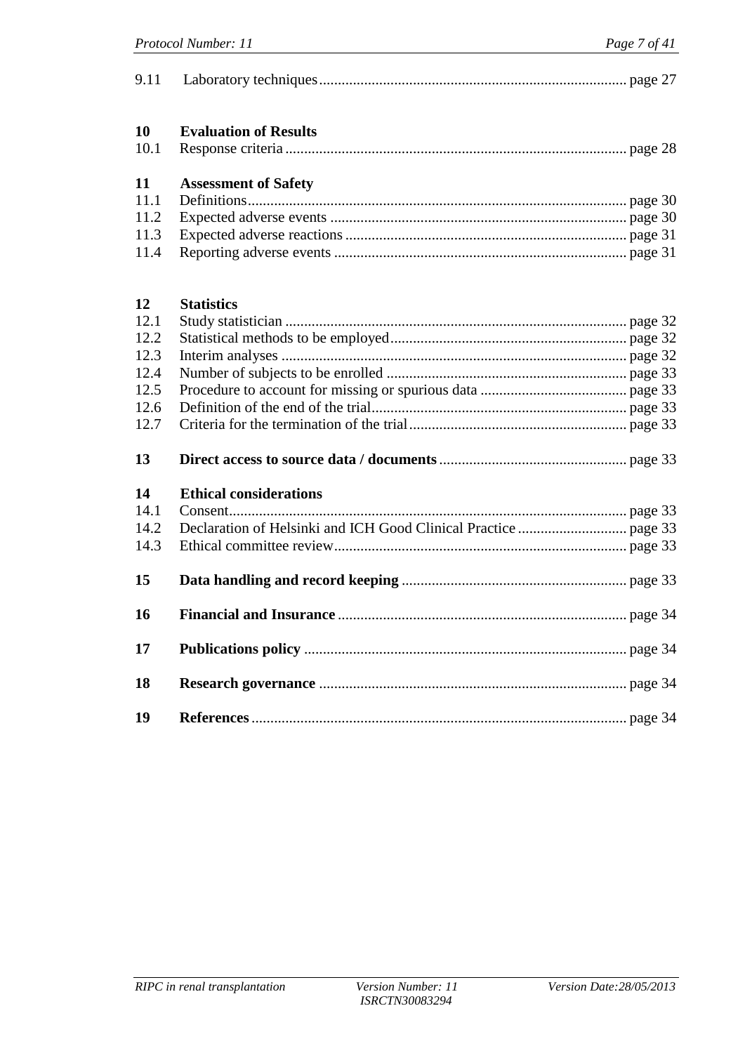9.11 Laboratory techniques ..... page 27

**10 Evaluation of Results**

10.1 Response criteria ..... page 28

**11 Assessment of Safety**

11.1 Definitions ..... page 30
11.2 Expected adverse events ..... page 30
11.3 Expected adverse reactions ..... page 31
11.4 Reporting adverse events ..... page 31

**12 Statistics**

12.1 Study statistician ..... page 32
12.2 Statistical methods to be employed ..... page 32
12.3 Interim analyses ..... page 32
12.4 Number of subjects to be enrolled ..... page 33
12.5 Procedure to account for missing or spurious data ..... page 33
12.6 Definition of the end of the trial ..... page 33
12.7 Criteria for the termination of the trial ..... page 33

**13 Direct access to source data / documents** ..... page 33

**14 Ethical considerations**

14.1 Consent ..... page 33
14.2 Declaration of Helsinki and ICH Good Clinical Practice ..... page 33
14.3 Ethical committee review ..... page 33

**15 Data handling and record keeping** ..... page 33

**16 Financial and Insurance** ..... page 34

**17 Publications policy** ..... page 34

**18 Research governance** ..... page 34

**19 References** ..... page 34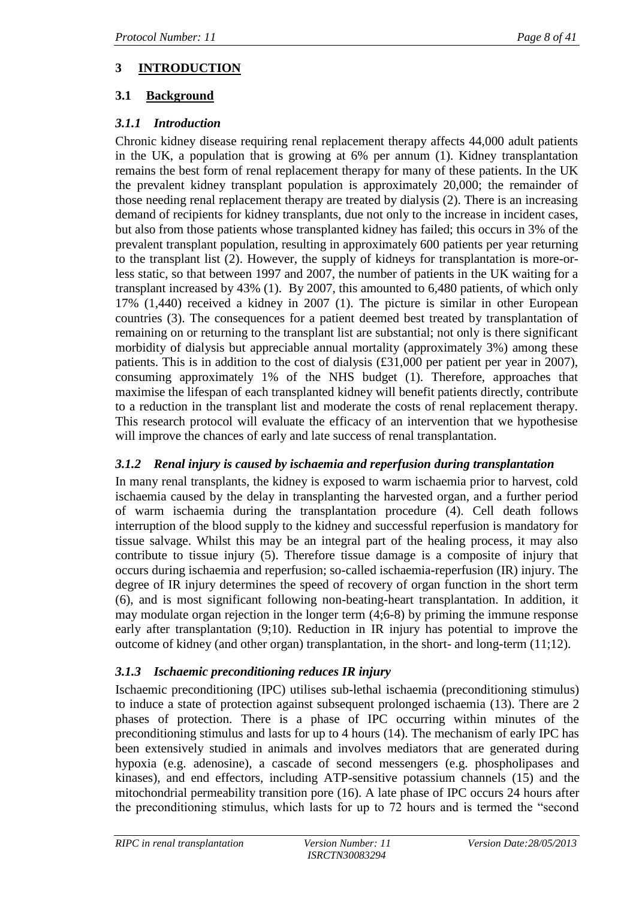# 3 INTRODUCTION

## 3.1 Background

### *3.1.1 Introduction*

Chronic kidney disease requiring renal replacement therapy affects 44,000 adult patients in the UK, a population that is growing at 6% per annum (1). Kidney transplantation remains the best form of renal replacement therapy for many of these patients. In the UK the prevalent kidney transplant population is approximately 20,000; the remainder of those needing renal replacement therapy are treated by dialysis (2). There is an increasing demand of recipients for kidney transplants, due not only to the increase in incident cases, but also from those patients whose transplanted kidney has failed; this occurs in 3% of the prevalent transplant population, resulting in approximately 600 patients per year returning to the transplant list (2). However, the supply of kidneys for transplantation is more-or-less static, so that between 1997 and 2007, the number of patients in the UK waiting for a transplant increased by 43% (1). By 2007, this amounted to 6,480 patients, of which only 17% (1,440) received a kidney in 2007 (1). The picture is similar in other European countries (3). The consequences for a patient deemed best treated by transplantation of remaining on or returning to the transplant list are substantial; not only is there significant morbidity of dialysis but appreciable annual mortality (approximately 3%) among these patients. This is in addition to the cost of dialysis (£31,000 per patient per year in 2007), consuming approximately 1% of the NHS budget (1). Therefore, approaches that maximise the lifespan of each transplanted kidney will benefit patients directly, contribute to a reduction in the transplant list and moderate the costs of renal replacement therapy. This research protocol will evaluate the efficacy of an intervention that we hypothesise will improve the chances of early and late success of renal transplantation.

### *3.1.2 Renal injury is caused by ischaemia and reperfusion during transplantation*

In many renal transplants, the kidney is exposed to warm ischaemia prior to harvest, cold ischaemia caused by the delay in transplanting the harvested organ, and a further period of warm ischaemia during the transplantation procedure (4). Cell death follows interruption of the blood supply to the kidney and successful reperfusion is mandatory for tissue salvage. Whilst this may be an integral part of the healing process, it may also contribute to tissue injury (5). Therefore tissue damage is a composite of injury that occurs during ischaemia and reperfusion; so-called ischaemia-reperfusion (IR) injury. The degree of IR injury determines the speed of recovery of organ function in the short term (6), and is most significant following non-beating-heart transplantation. In addition, it may modulate organ rejection in the longer term (4;6-8) by priming the immune response early after transplantation (9;10). Reduction in IR injury has potential to improve the outcome of kidney (and other organ) transplantation, in the short- and long-term (11;12).

### *3.1.3 Ischaemic preconditioning reduces IR injury*

Ischaemic preconditioning (IPC) utilises sub-lethal ischaemia (preconditioning stimulus) to induce a state of protection against subsequent prolonged ischaemia (13). There are 2 phases of protection. There is a phase of IPC occurring within minutes of the preconditioning stimulus and lasts for up to 4 hours (14). The mechanism of early IPC has been extensively studied in animals and involves mediators that are generated during hypoxia (e.g. adenosine), a cascade of second messengers (e.g. phospholipases and kinases), and end effectors, including ATP-sensitive potassium channels (15) and the mitochondrial permeability transition pore (16). A late phase of IPC occurs 24 hours after the preconditioning stimulus, which lasts for up to 72 hours and is termed the "second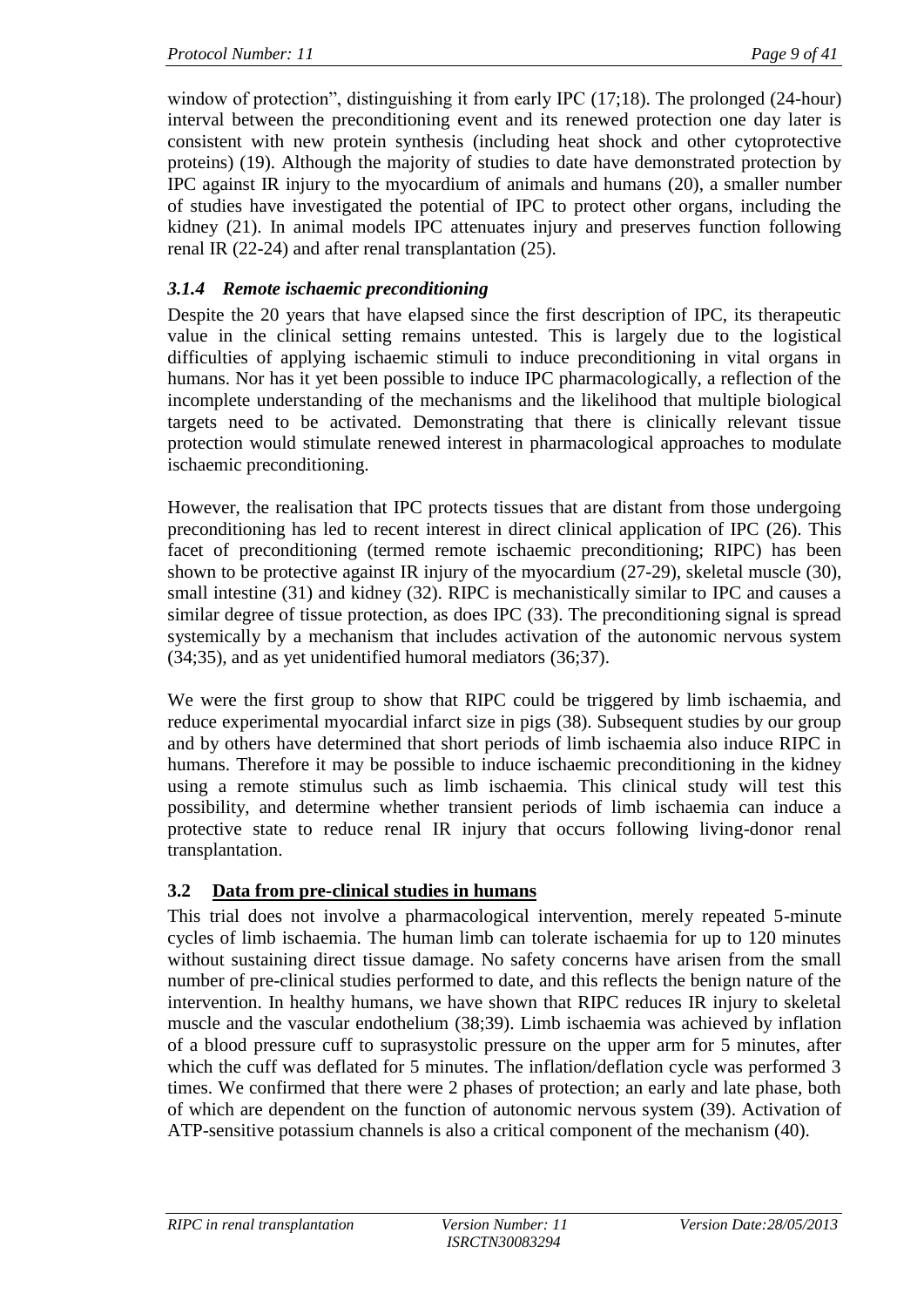window of protection", distinguishing it from early IPC (17;18). The prolonged (24-hour) interval between the preconditioning event and its renewed protection one day later is consistent with new protein synthesis (including heat shock and other cytoprotective proteins) (19). Although the majority of studies to date have demonstrated protection by IPC against IR injury to the myocardium of animals and humans (20), a smaller number of studies have investigated the potential of IPC to protect other organs, including the kidney (21). In animal models IPC attenuates injury and preserves function following renal IR (22-24) and after renal transplantation (25).

### *3.1.4 Remote ischaemic preconditioning*

Despite the 20 years that have elapsed since the first description of IPC, its therapeutic value in the clinical setting remains untested. This is largely due to the logistical difficulties of applying ischaemic stimuli to induce preconditioning in vital organs in humans. Nor has it yet been possible to induce IPC pharmacologically, a reflection of the incomplete understanding of the mechanisms and the likelihood that multiple biological targets need to be activated. Demonstrating that there is clinically relevant tissue protection would stimulate renewed interest in pharmacological approaches to modulate ischaemic preconditioning.

However, the realisation that IPC protects tissues that are distant from those undergoing preconditioning has led to recent interest in direct clinical application of IPC (26). This facet of preconditioning (termed remote ischaemic preconditioning; RIPC) has been shown to be protective against IR injury of the myocardium (27-29), skeletal muscle (30), small intestine (31) and kidney (32). RIPC is mechanistically similar to IPC and causes a similar degree of tissue protection, as does IPC (33). The preconditioning signal is spread systemically by a mechanism that includes activation of the autonomic nervous system (34;35), and as yet unidentified humoral mediators (36;37).

We were the first group to show that RIPC could be triggered by limb ischaemia, and reduce experimental myocardial infarct size in pigs (38). Subsequent studies by our group and by others have determined that short periods of limb ischaemia also induce RIPC in humans. Therefore it may be possible to induce ischaemic preconditioning in the kidney using a remote stimulus such as limb ischaemia. This clinical study will test this possibility, and determine whether transient periods of limb ischaemia can induce a protective state to reduce renal IR injury that occurs following living-donor renal transplantation.

## 3.2 Data from pre-clinical studies in humans

This trial does not involve a pharmacological intervention, merely repeated 5-minute cycles of limb ischaemia. The human limb can tolerate ischaemia for up to 120 minutes without sustaining direct tissue damage. No safety concerns have arisen from the small number of pre-clinical studies performed to date, and this reflects the benign nature of the intervention. In healthy humans, we have shown that RIPC reduces IR injury to skeletal muscle and the vascular endothelium (38;39). Limb ischaemia was achieved by inflation of a blood pressure cuff to suprasystolic pressure on the upper arm for 5 minutes, after which the cuff was deflated for 5 minutes. The inflation/deflation cycle was performed 3 times. We confirmed that there were 2 phases of protection; an early and late phase, both of which are dependent on the function of autonomic nervous system (39). Activation of ATP-sensitive potassium channels is also a critical component of the mechanism (40).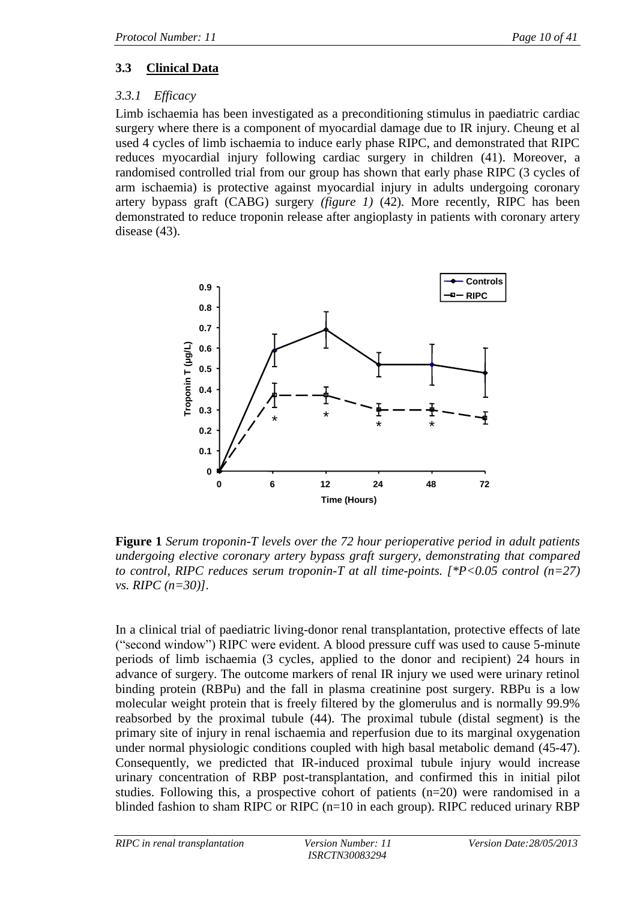## 3.3 Clinical Data

### *3.3.1 Efficacy*

Limb ischaemia has been investigated as a preconditioning stimulus in paediatric cardiac surgery where there is a component of myocardial damage due to IR injury. Cheung et al used 4 cycles of limb ischaemia to induce early phase RIPC, and demonstrated that RIPC reduces myocardial injury following cardiac surgery in children (41). Moreover, a randomised controlled trial from our group has shown that early phase RIPC (3 cycles of arm ischaemia) is protective against myocardial injury in adults undergoing coronary artery bypass graft (CABG) surgery *(figure 1)* (42). More recently, RIPC has been demonstrated to reduce troponin release after angioplasty in patients with coronary artery disease (43).

**Figure 1** *Serum troponin-T levels over the 72 hour perioperative period in adult patients undergoing elective coronary artery bypass graft surgery, demonstrating that compared to control, RIPC reduces serum troponin-T at all time-points. [*P<0.05 control (n=27) vs. RIPC (n=30)].*

In a clinical trial of paediatric living-donor renal transplantation, protective effects of late ("second window") RIPC were evident. A blood pressure cuff was used to cause 5-minute periods of limb ischaemia (3 cycles, applied to the donor and recipient) 24 hours in advance of surgery. The outcome markers of renal IR injury we used were urinary retinol binding protein (RBPu) and the fall in plasma creatinine post surgery. RBPu is a low molecular weight protein that is freely filtered by the glomerulus and is normally 99.9% reabsorbed by the proximal tubule (44). The proximal tubule (distal segment) is the primary site of injury in renal ischaemia and reperfusion due to its marginal oxygenation under normal physiologic conditions coupled with high basal metabolic demand (45-47). Consequently, we predicted that IR-induced proximal tubule injury would increase urinary concentration of RBP post-transplantation, and confirmed this in initial pilot studies. Following this, a prospective cohort of patients (n=20) were randomised in a blinded fashion to sham RIPC or RIPC (n=10 in each group). RIPC reduced urinary RBP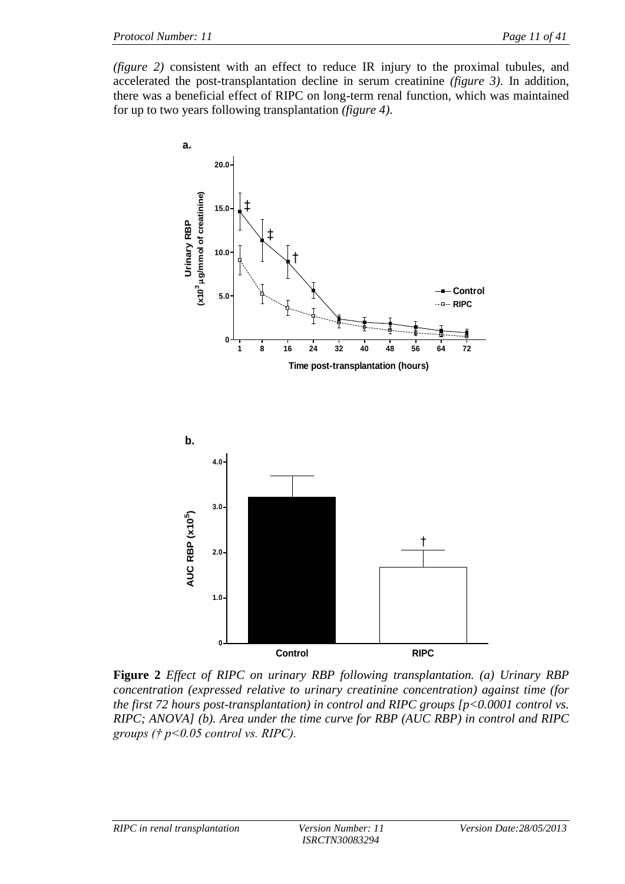*(figure 2)* consistent with an effect to reduce IR injury to the proximal tubules, and accelerated the post-transplantation decline in serum creatinine *(figure 3)*. In addition, there was a beneficial effect of RIPC on long-term renal function, which was maintained for up to two years following transplantation *(figure 4)*.

**Figure 2** *Effect of RIPC on urinary RBP following transplantation. (a) Urinary RBP concentration (expressed relative to urinary creatinine concentration) against time (for the first 72 hours post-transplantation) in control and RIPC groups [$p<0.0001$ control vs. RIPC; ANOVA] (b). Area under the time curve for RBP (AUC RBP) in control and RIPC groups († $p<0.05$ control vs. RIPC).*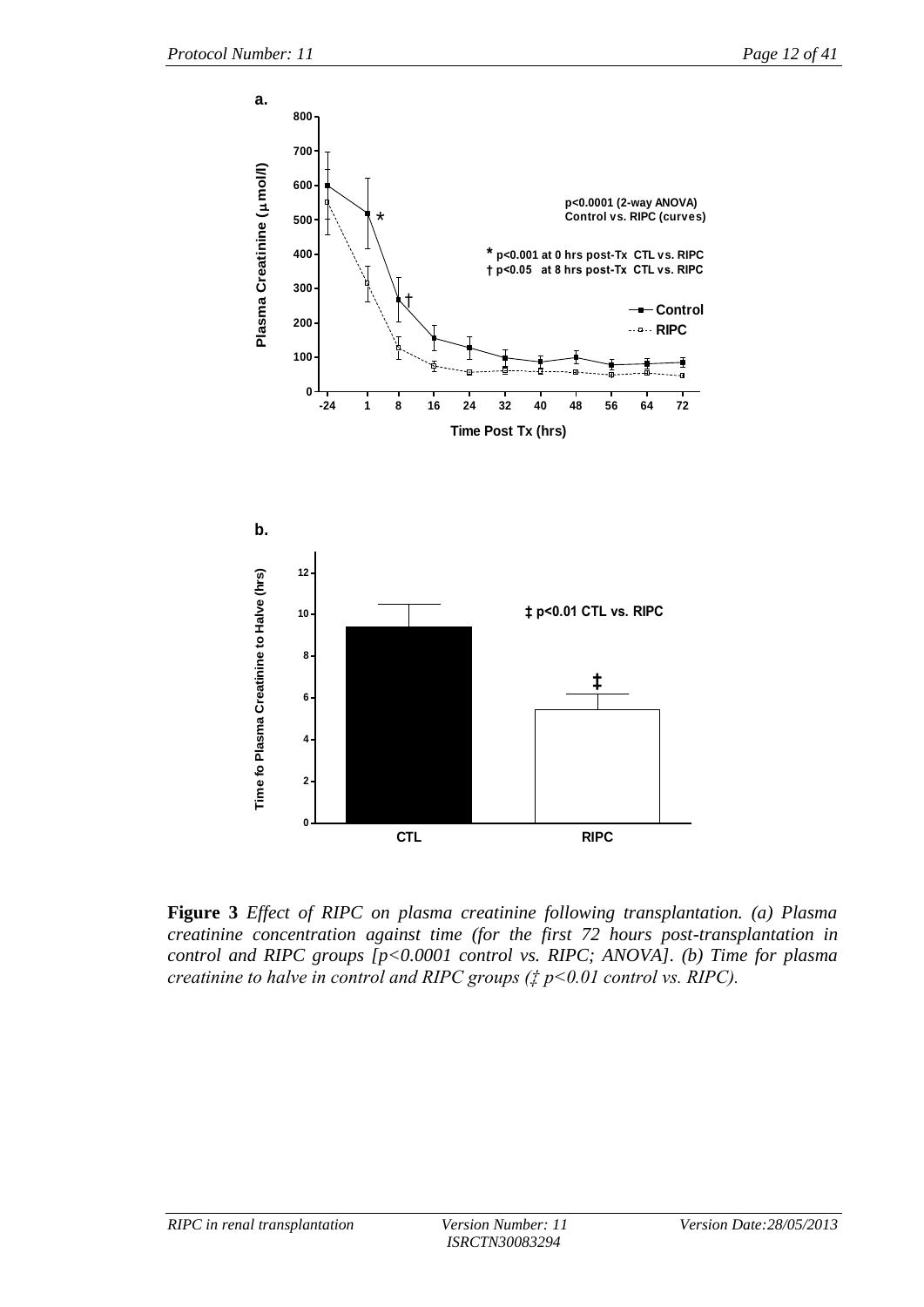**Figure 3** *Effect of RIPC on plasma creatinine following transplantation. (a) Plasma creatinine concentration against time (for the first 72 hours post-transplantation in control and RIPC groups [p<0.0001 control vs. RIPC; ANOVA]. (b) Time for plasma creatinine to halve in control and RIPC groups (‡ p<0.01 control vs. RIPC).*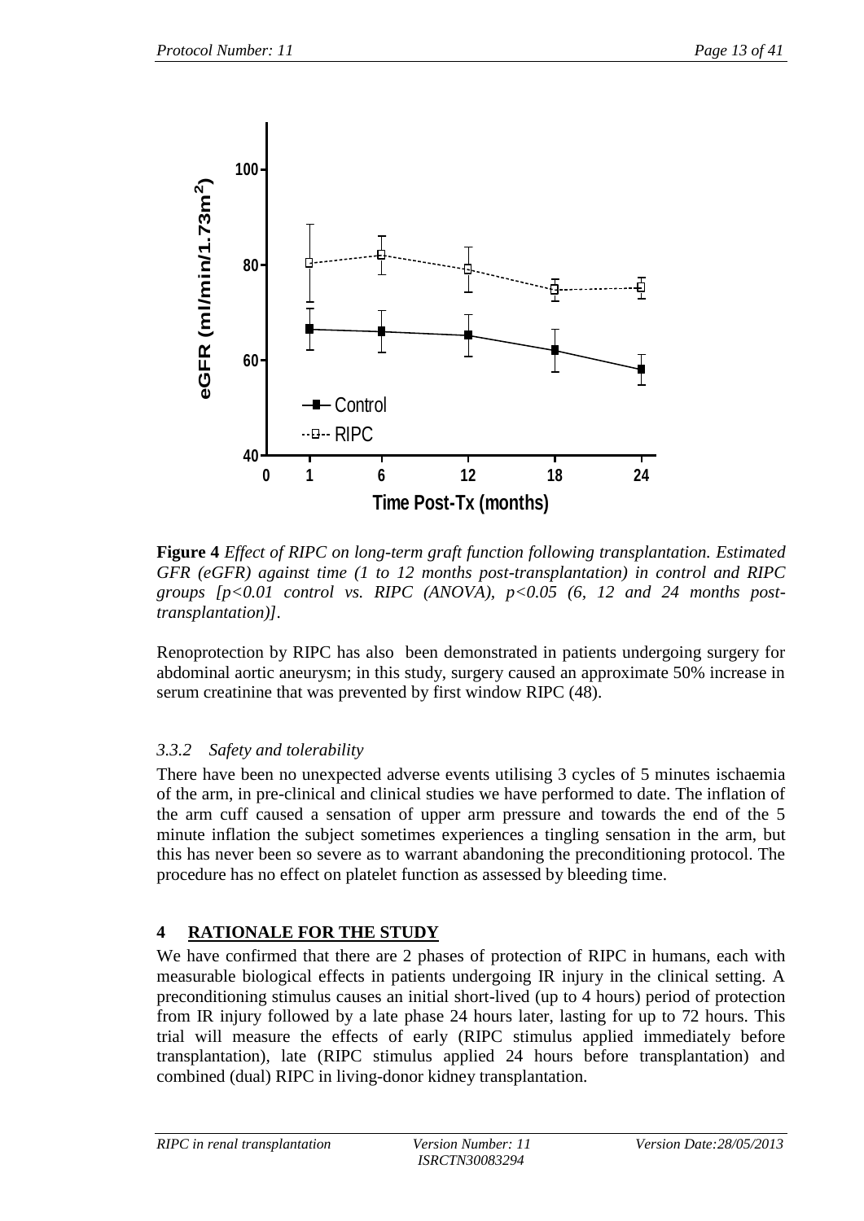**Figure 4** *Effect of RIPC on long-term graft function following transplantation. Estimated GFR (eGFR) against time (1 to 12 months post-transplantation) in control and RIPC groups [$p<0.01$ control vs. RIPC (ANOVA), $p<0.05$ (6, 12 and 24 months post-transplantation)].*

Renoprotection by RIPC has also been demonstrated in patients undergoing surgery for abdominal aortic aneurysm; in this study, surgery caused an approximate 50% increase in serum creatinine that was prevented by first window RIPC (48).

### *3.3.2 Safety and tolerability*

There have been no unexpected adverse events utilising 3 cycles of 5 minutes ischaemia of the arm, in pre-clinical and clinical studies we have performed to date. The inflation of the arm cuff caused a sensation of upper arm pressure and towards the end of the 5 minute inflation the subject sometimes experiences a tingling sensation in the arm, but this has never been so severe as to warrant abandoning the preconditioning protocol. The procedure has no effect on platelet function as assessed by bleeding time.

## 4 RATIONALE FOR THE STUDY

We have confirmed that there are 2 phases of protection of RIPC in humans, each with measurable biological effects in patients undergoing IR injury in the clinical setting. A preconditioning stimulus causes an initial short-lived (up to 4 hours) period of protection from IR injury followed by a late phase 24 hours later, lasting for up to 72 hours. This trial will measure the effects of early (RIPC stimulus applied immediately before transplantation), late (RIPC stimulus applied 24 hours before transplantation) and combined (dual) RIPC in living-donor kidney transplantation.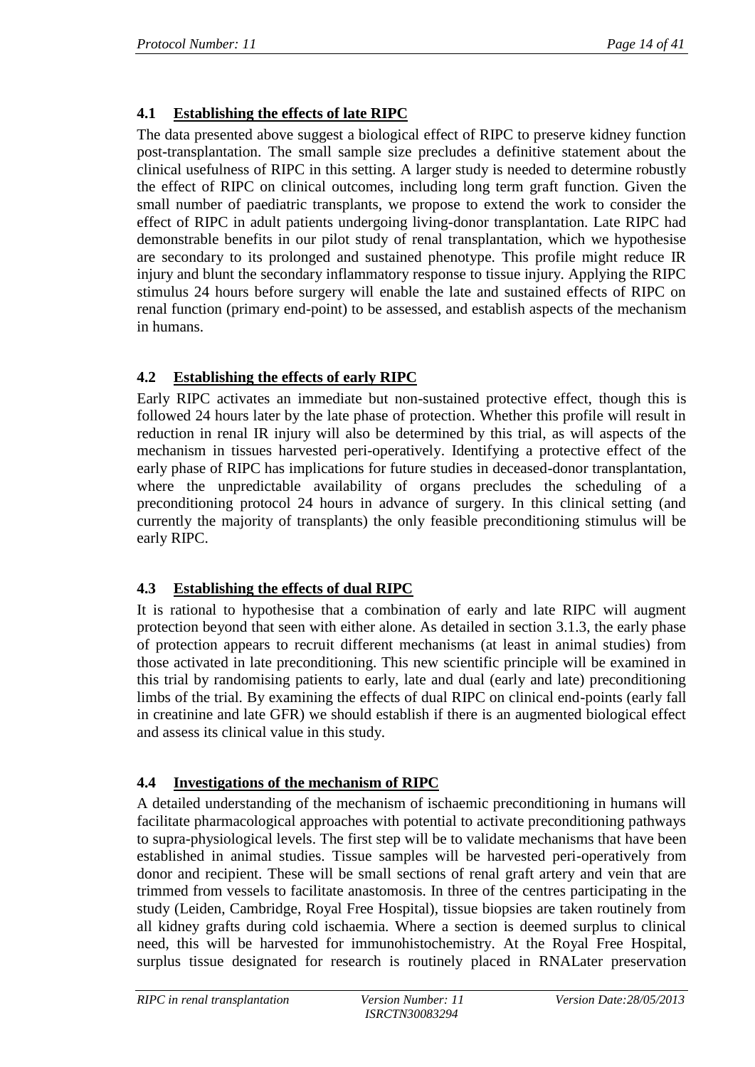## 4.1 Establishing the effects of late RIPC

The data presented above suggest a biological effect of RIPC to preserve kidney function post-transplantation. The small sample size precludes a definitive statement about the clinical usefulness of RIPC in this setting. A larger study is needed to determine robustly the effect of RIPC on clinical outcomes, including long term graft function. Given the small number of paediatric transplants, we propose to extend the work to consider the effect of RIPC in adult patients undergoing living-donor transplantation. Late RIPC had demonstrable benefits in our pilot study of renal transplantation, which we hypothesise are secondary to its prolonged and sustained phenotype. This profile might reduce IR injury and blunt the secondary inflammatory response to tissue injury. Applying the RIPC stimulus 24 hours before surgery will enable the late and sustained effects of RIPC on renal function (primary end-point) to be assessed, and establish aspects of the mechanism in humans.

## 4.2 Establishing the effects of early RIPC

Early RIPC activates an immediate but non-sustained protective effect, though this is followed 24 hours later by the late phase of protection. Whether this profile will result in reduction in renal IR injury will also be determined by this trial, as will aspects of the mechanism in tissues harvested peri-operatively. Identifying a protective effect of the early phase of RIPC has implications for future studies in deceased-donor transplantation, where the unpredictable availability of organs precludes the scheduling of a preconditioning protocol 24 hours in advance of surgery. In this clinical setting (and currently the majority of transplants) the only feasible preconditioning stimulus will be early RIPC.

## 4.3 Establishing the effects of dual RIPC

It is rational to hypothesise that a combination of early and late RIPC will augment protection beyond that seen with either alone. As detailed in section 3.1.3, the early phase of protection appears to recruit different mechanisms (at least in animal studies) from those activated in late preconditioning. This new scientific principle will be examined in this trial by randomising patients to early, late and dual (early and late) preconditioning limbs of the trial. By examining the effects of dual RIPC on clinical end-points (early fall in creatinine and late GFR) we should establish if there is an augmented biological effect and assess its clinical value in this study.

## 4.4 Investigations of the mechanism of RIPC

A detailed understanding of the mechanism of ischaemic preconditioning in humans will facilitate pharmacological approaches with potential to activate preconditioning pathways to supra-physiological levels. The first step will be to validate mechanisms that have been established in animal studies. Tissue samples will be harvested peri-operatively from donor and recipient. These will be small sections of renal graft artery and vein that are trimmed from vessels to facilitate anastomosis. In three of the centres participating in the study (Leiden, Cambridge, Royal Free Hospital), tissue biopsies are taken routinely from all kidney grafts during cold ischaemia. Where a section is deemed surplus to clinical need, this will be harvested for immunohistochemistry. At the Royal Free Hospital, surplus tissue designated for research is routinely placed in RNALater preservation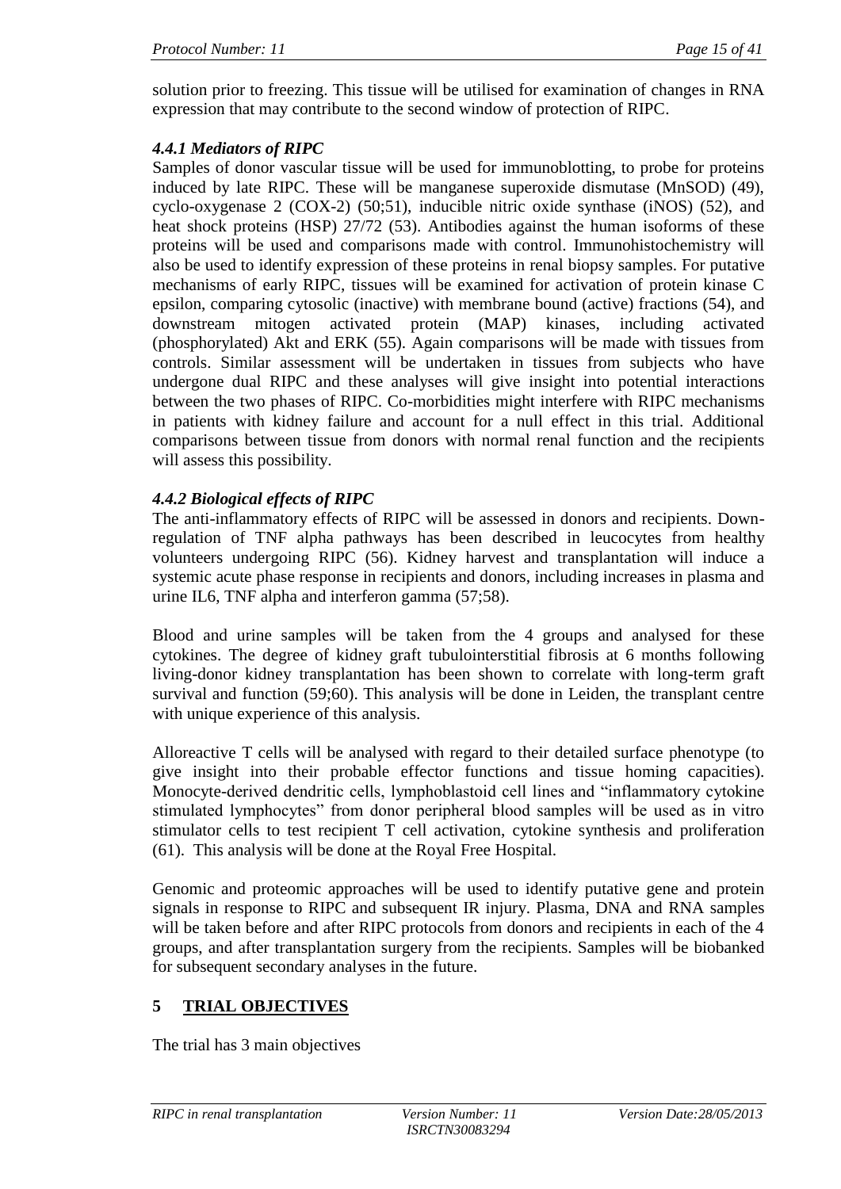solution prior to freezing. This tissue will be utilised for examination of changes in RNA expression that may contribute to the second window of protection of RIPC.

### *4.4.1 Mediators of RIPC*

Samples of donor vascular tissue will be used for immunoblotting, to probe for proteins induced by late RIPC. These will be manganese superoxide dismutase (MnSOD) (49), cyclo-oxygenase 2 (COX-2) (50;51), inducible nitric oxide synthase (iNOS) (52), and heat shock proteins (HSP) 27/72 (53). Antibodies against the human isoforms of these proteins will be used and comparisons made with control. Immunohistochemistry will also be used to identify expression of these proteins in renal biopsy samples. For putative mechanisms of early RIPC, tissues will be examined for activation of protein kinase C epsilon, comparing cytosolic (inactive) with membrane bound (active) fractions (54), and downstream mitogen activated protein (MAP) kinases, including activated (phosphorylated) Akt and ERK (55). Again comparisons will be made with tissues from controls. Similar assessment will be undertaken in tissues from subjects who have undergone dual RIPC and these analyses will give insight into potential interactions between the two phases of RIPC. Co-morbidities might interfere with RIPC mechanisms in patients with kidney failure and account for a null effect in this trial. Additional comparisons between tissue from donors with normal renal function and the recipients will assess this possibility.

### *4.4.2 Biological effects of RIPC*

The anti-inflammatory effects of RIPC will be assessed in donors and recipients. Down-regulation of TNF alpha pathways has been described in leucocytes from healthy volunteers undergoing RIPC (56). Kidney harvest and transplantation will induce a systemic acute phase response in recipients and donors, including increases in plasma and urine IL6, TNF alpha and interferon gamma (57;58).

Blood and urine samples will be taken from the 4 groups and analysed for these cytokines. The degree of kidney graft tubulointerstitial fibrosis at 6 months following living-donor kidney transplantation has been shown to correlate with long-term graft survival and function (59;60). This analysis will be done in Leiden, the transplant centre with unique experience of this analysis.

Alloreactive T cells will be analysed with regard to their detailed surface phenotype (to give insight into their probable effector functions and tissue homing capacities). Monocyte-derived dendritic cells, lymphoblastoid cell lines and "inflammatory cytokine stimulated lymphocytes" from donor peripheral blood samples will be used as in vitro stimulator cells to test recipient T cell activation, cytokine synthesis and proliferation (61). This analysis will be done at the Royal Free Hospital.

Genomic and proteomic approaches will be used to identify putative gene and protein signals in response to RIPC and subsequent IR injury. Plasma, DNA and RNA samples will be taken before and after RIPC protocols from donors and recipients in each of the 4 groups, and after transplantation surgery from the recipients. Samples will be biobanked for subsequent secondary analyses in the future.

## 5 <u>TRIAL OBJECTIVES</u>

The trial has 3 main objectives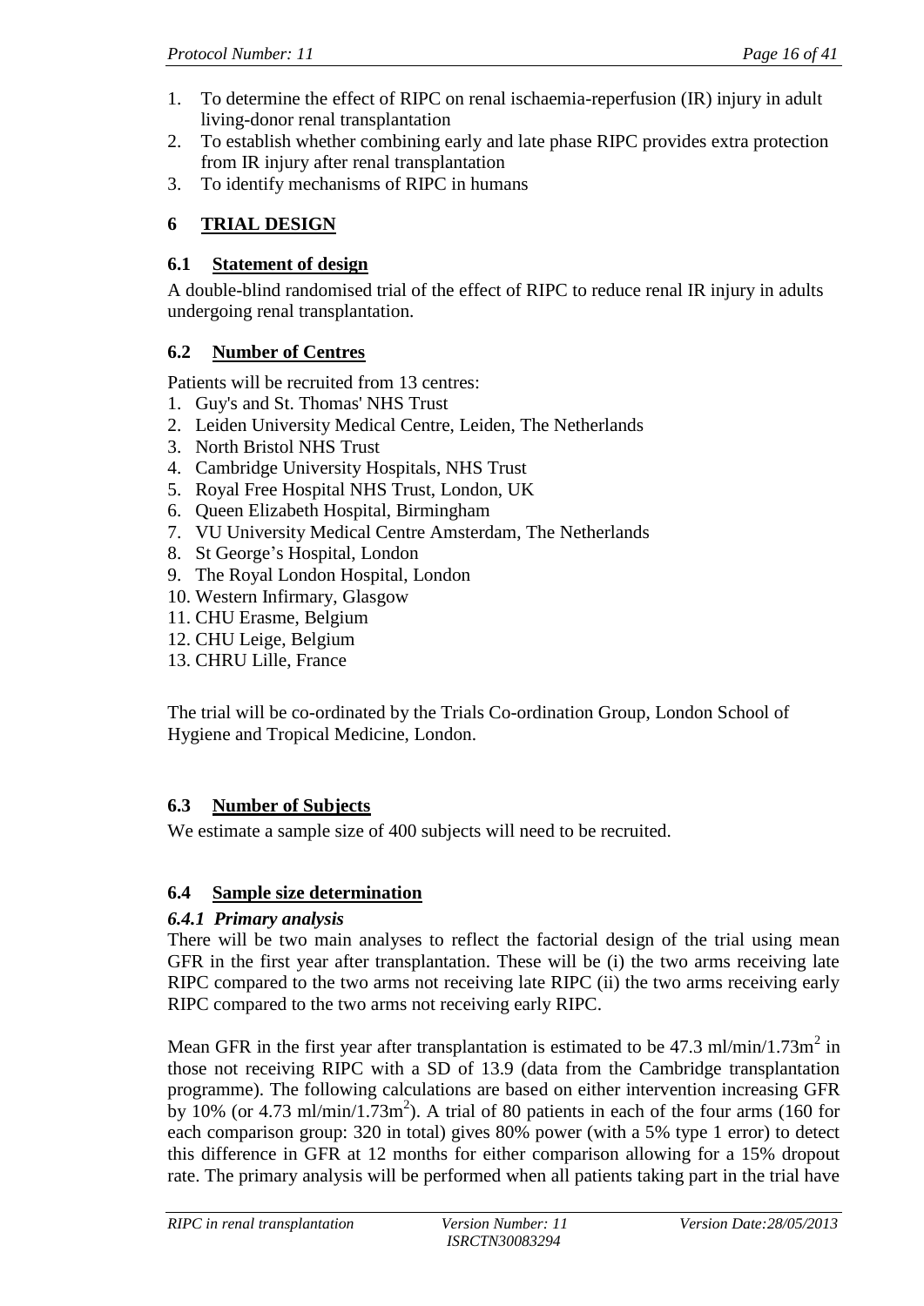1. To determine the effect of RIPC on renal ischaemia-reperfusion (IR) injury in adult living-donor renal transplantation
2. To establish whether combining early and late phase RIPC provides extra protection from IR injury after renal transplantation
3. To identify mechanisms of RIPC in humans

# 6 TRIAL DESIGN

## 6.1 Statement of design

A double-blind randomised trial of the effect of RIPC to reduce renal IR injury in adults undergoing renal transplantation.

## 6.2 Number of Centres

Patients will be recruited from 13 centres:

1. Guy's and St. Thomas' NHS Trust
2. Leiden University Medical Centre, Leiden, The Netherlands
3. North Bristol NHS Trust
4. Cambridge University Hospitals, NHS Trust
5. Royal Free Hospital NHS Trust, London, UK
6. Queen Elizabeth Hospital, Birmingham
7. VU University Medical Centre Amsterdam, The Netherlands
8. St George's Hospital, London
9. The Royal London Hospital, London
10. Western Infirmary, Glasgow
11. CHU Erasme, Belgium
12. CHU Leige, Belgium
13. CHRU Lille, France

The trial will be co-ordinated by the Trials Co-ordination Group, London School of Hygiene and Tropical Medicine, London.

## 6.3 Number of Subjects

We estimate a sample size of 400 subjects will need to be recruited.

## 6.4 Sample size determination

### *6.4.1 Primary analysis*

There will be two main analyses to reflect the factorial design of the trial using mean GFR in the first year after transplantation. These will be (i) the two arms receiving late RIPC compared to the two arms not receiving late RIPC (ii) the two arms receiving early RIPC compared to the two arms not receiving early RIPC.

Mean GFR in the first year after transplantation is estimated to be 47.3 ml/min/1.73m$^2$ in those not receiving RIPC with a SD of 13.9 (data from the Cambridge transplantation programme). The following calculations are based on either intervention increasing GFR by 10% (or 4.73 ml/min/1.73m$^2$). A trial of 80 patients in each of the four arms (160 for each comparison group: 320 in total) gives 80% power (with a 5% type 1 error) to detect this difference in GFR at 12 months for either comparison allowing for a 15% dropout rate. The primary analysis will be performed when all patients taking part in the trial have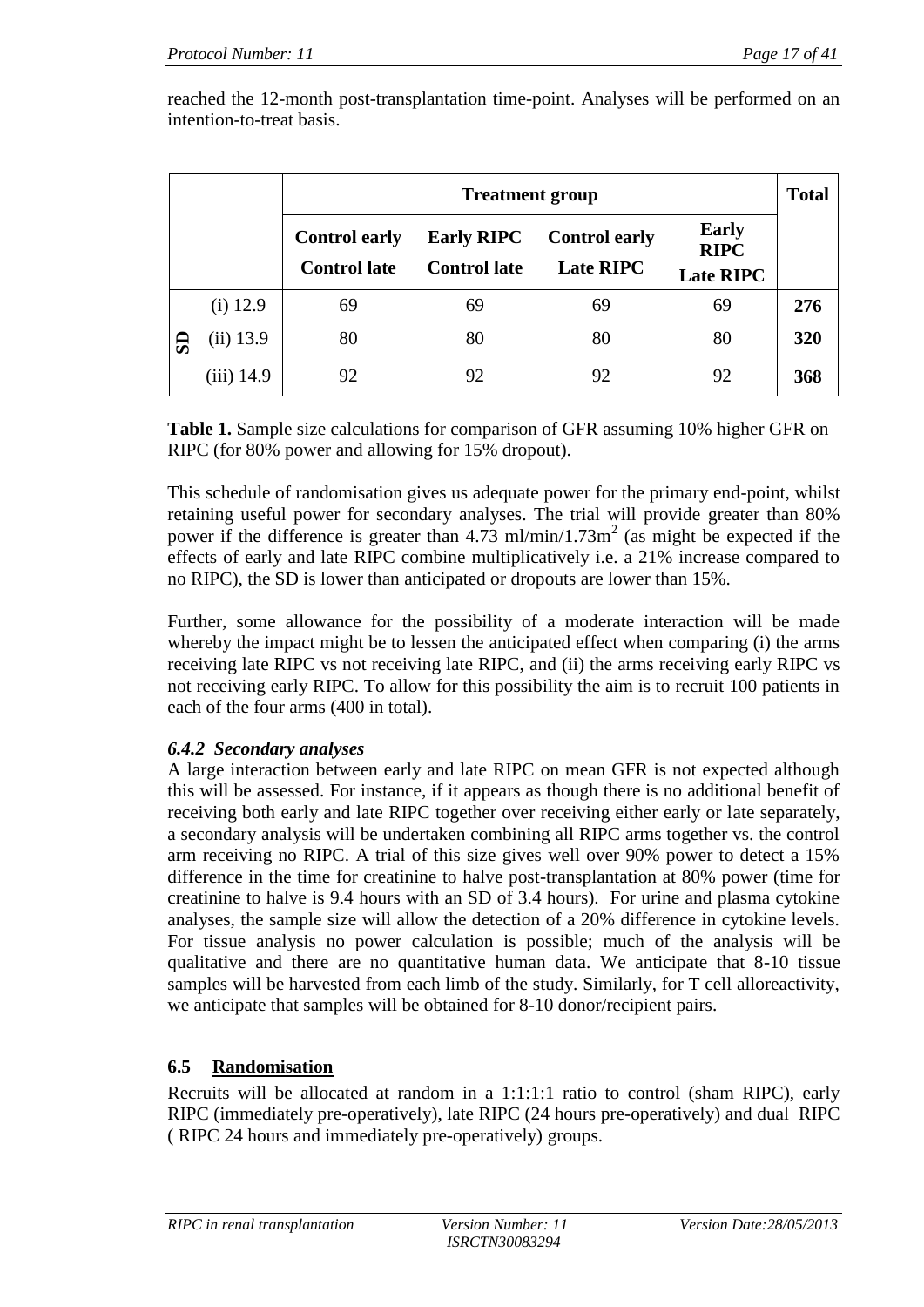reached the 12-month post-transplantation time-point. Analyses will be performed on an intention-to-treat basis.

| | | Treatment group | | | | Total |
|---|---|---|---|---|---|---|
| | | Control early<br>Control late | Early RIPC<br>Control late | Control early<br>Late RIPC | Early RIPC<br>Late RIPC | |
| SD | (i) 12.9 | 69 | 69 | 69 | 69 | **276** |
| | (ii) 13.9 | 80 | 80 | 80 | 80 | **320** |
| | (iii) 14.9 | 92 | 92 | 92 | 92 | **368** |

**Table 1.** Sample size calculations for comparison of GFR assuming 10% higher GFR on RIPC (for 80% power and allowing for 15% dropout).

This schedule of randomisation gives us adequate power for the primary end-point, whilst retaining useful power for secondary analyses. The trial will provide greater than 80% power if the difference is greater than 4.73 ml/min/1.73m$^2$ (as might be expected if the effects of early and late RIPC combine multiplicatively i.e. a 21% increase compared to no RIPC), the SD is lower than anticipated or dropouts are lower than 15%.

Further, some allowance for the possibility of a moderate interaction will be made whereby the impact might be to lessen the anticipated effect when comparing (i) the arms receiving late RIPC vs not receiving late RIPC, and (ii) the arms receiving early RIPC vs not receiving early RIPC. To allow for this possibility the aim is to recruit 100 patients in each of the four arms (400 in total).

### *6.4.2 Secondary analyses*

A large interaction between early and late RIPC on mean GFR is not expected although this will be assessed. For instance, if it appears as though there is no additional benefit of receiving both early and late RIPC together over receiving either early or late separately, a secondary analysis will be undertaken combining all RIPC arms together vs. the control arm receiving no RIPC. A trial of this size gives well over 90% power to detect a 15% difference in the time for creatinine to halve post-transplantation at 80% power (time for creatinine to halve is 9.4 hours with an SD of 3.4 hours). For urine and plasma cytokine analyses, the sample size will allow the detection of a 20% difference in cytokine levels. For tissue analysis no power calculation is possible; much of the analysis will be qualitative and there are no quantitative human data. We anticipate that 8-10 tissue samples will be harvested from each limb of the study. Similarly, for T cell alloreactivity, we anticipate that samples will be obtained for 8-10 donor/recipient pairs.

## 6.5 Randomisation

Recruits will be allocated at random in a 1:1:1:1 ratio to control (sham RIPC), early RIPC (immediately pre-operatively), late RIPC (24 hours pre-operatively) and dual RIPC ( RIPC 24 hours and immediately pre-operatively) groups.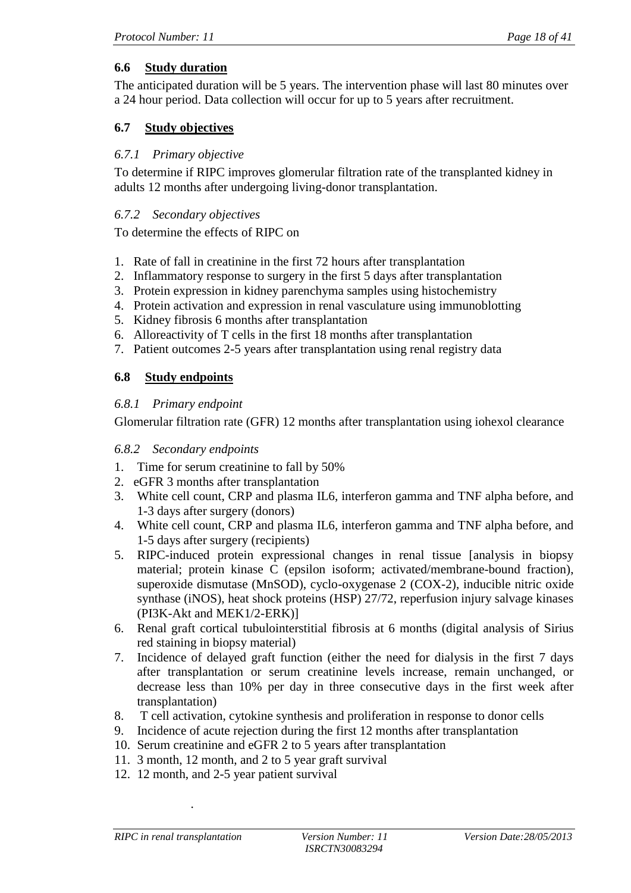## 6.6 Study duration

The anticipated duration will be 5 years. The intervention phase will last 80 minutes over a 24 hour period. Data collection will occur for up to 5 years after recruitment.

## 6.7 Study objectives

### *6.7.1 Primary objective*

To determine if RIPC improves glomerular filtration rate of the transplanted kidney in adults 12 months after undergoing living-donor transplantation.

### *6.7.2 Secondary objectives*

To determine the effects of RIPC on

1. Rate of fall in creatinine in the first 72 hours after transplantation
2. Inflammatory response to surgery in the first 5 days after transplantation
3. Protein expression in kidney parenchyma samples using histochemistry
4. Protein activation and expression in renal vasculature using immunoblotting
5. Kidney fibrosis 6 months after transplantation
6. Alloreactivity of T cells in the first 18 months after transplantation
7. Patient outcomes 2-5 years after transplantation using renal registry data

## 6.8 Study endpoints

### *6.8.1 Primary endpoint*

Glomerular filtration rate (GFR) 12 months after transplantation using iohexol clearance

### *6.8.2 Secondary endpoints*

1. Time for serum creatinine to fall by 50%
2. eGFR 3 months after transplantation
3. White cell count, CRP and plasma IL6, interferon gamma and TNF alpha before, and 1-3 days after surgery (donors)
4. White cell count, CRP and plasma IL6, interferon gamma and TNF alpha before, and 1-5 days after surgery (recipients)
5. RIPC-induced protein expressional changes in renal tissue [analysis in biopsy material; protein kinase C (epsilon isoform; activated/membrane-bound fraction), superoxide dismutase (MnSOD), cyclo-oxygenase 2 (COX-2), inducible nitric oxide synthase (iNOS), heat shock proteins (HSP) 27/72, reperfusion injury salvage kinases (PI3K-Akt and MEK1/2-ERK)]
6. Renal graft cortical tubulointerstitial fibrosis at 6 months (digital analysis of Sirius red staining in biopsy material)
7. Incidence of delayed graft function (either the need for dialysis in the first 7 days after transplantation or serum creatinine levels increase, remain unchanged, or decrease less than 10% per day in three consecutive days in the first week after transplantation)
8. T cell activation, cytokine synthesis and proliferation in response to donor cells
9. Incidence of acute rejection during the first 12 months after transplantation
10. Serum creatinine and eGFR 2 to 5 years after transplantation
11. 3 month, 12 month, and 2 to 5 year graft survival
12. 12 month, and 2-5 year patient survival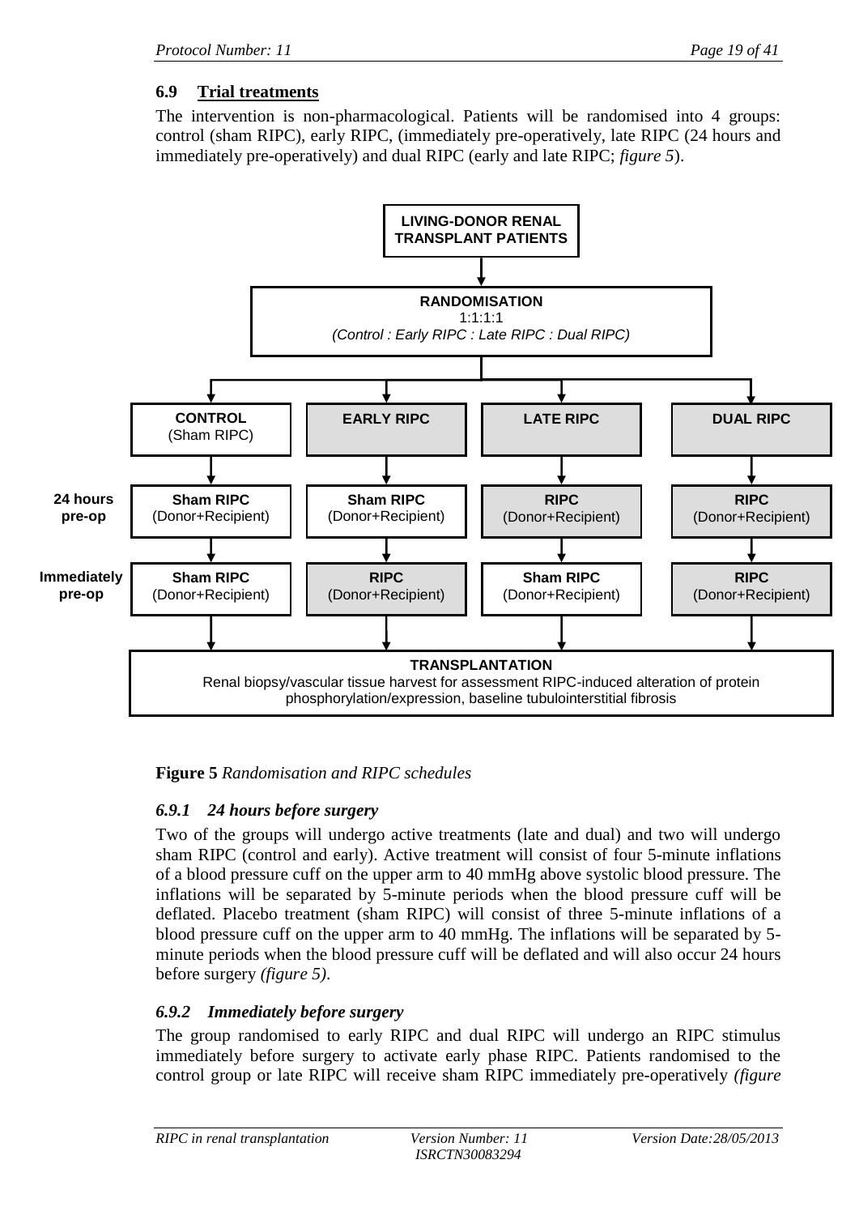## 6.9 Trial treatments

The intervention is non-pharmacological. Patients will be randomised into 4 groups: control (sham RIPC), early RIPC, (immediately pre-operatively, late RIPC (24 hours and immediately pre-operatively) and dual RIPC (early and late RIPC; *figure 5*).

LIVING-DONOR RENAL TRANSPLANT PATIENTS

↓

RANDOMISATION
1:1:1:1
*(Control : Early RIPC : Late RIPC : Dual RIPC)*

| | CONTROL (Sham RIPC) | EARLY RIPC | LATE RIPC | DUAL RIPC |
|---|---|---|---|---|
| **24 hours pre-op** | Sham RIPC (Donor+Recipient) | Sham RIPC (Donor+Recipient) | RIPC (Donor+Recipient) | RIPC (Donor+Recipient) |
| **Immediately pre-op** | Sham RIPC (Donor+Recipient) | RIPC (Donor+Recipient) | Sham RIPC (Donor+Recipient) | RIPC (Donor+Recipient) |

↓

TRANSPLANTATION
Renal biopsy/vascular tissue harvest for assessment RIPC-induced alteration of protein phosphorylation/expression, baseline tubulointerstitial fibrosis

**Figure 5** *Randomisation and RIPC schedules*

### *6.9.1 24 hours before surgery*

Two of the groups will undergo active treatments (late and dual) and two will undergo sham RIPC (control and early). Active treatment will consist of four 5-minute inflations of a blood pressure cuff on the upper arm to 40 mmHg above systolic blood pressure. The inflations will be separated by 5-minute periods when the blood pressure cuff will be deflated. Placebo treatment (sham RIPC) will consist of three 5-minute inflations of a blood pressure cuff on the upper arm to 40 mmHg. The inflations will be separated by 5-minute periods when the blood pressure cuff will be deflated and will also occur 24 hours before surgery *(figure 5)*.

### *6.9.2 Immediately before surgery*

The group randomised to early RIPC and dual RIPC will undergo an RIPC stimulus immediately before surgery to activate early phase RIPC. Patients randomised to the control group or late RIPC will receive sham RIPC immediately pre-operatively *(figure*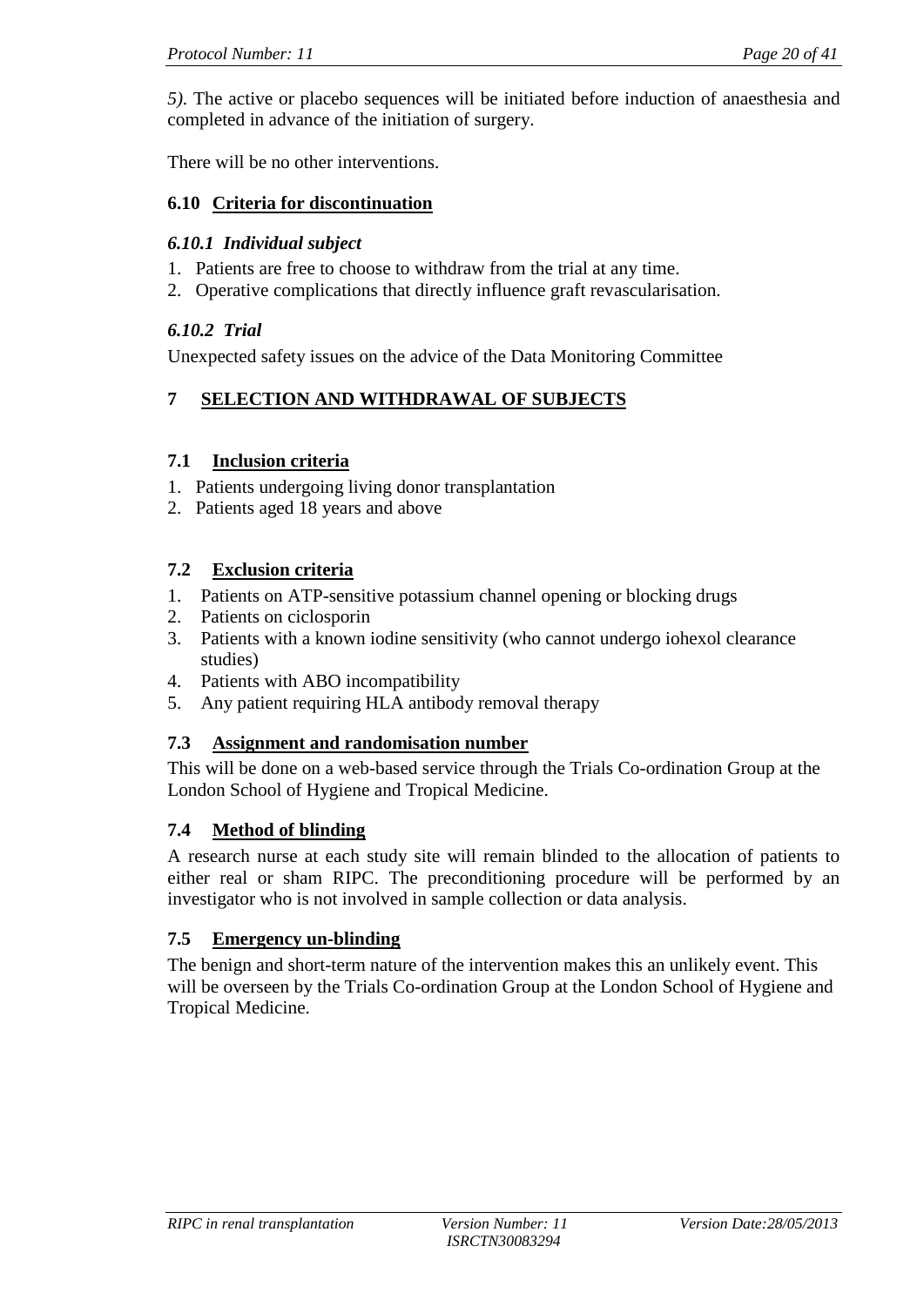*5)*. The active or placebo sequences will be initiated before induction of anaesthesia and completed in advance of the initiation of surgery.

There will be no other interventions.

### 6.10 Criteria for discontinuation

#### *6.10.1 Individual subject*

1. Patients are free to choose to withdraw from the trial at any time.
2. Operative complications that directly influence graft revascularisation.

#### *6.10.2 Trial*

Unexpected safety issues on the advice of the Data Monitoring Committee

## 7 SELECTION AND WITHDRAWAL OF SUBJECTS

### 7.1 Inclusion criteria

1. Patients undergoing living donor transplantation
2. Patients aged 18 years and above

### 7.2 Exclusion criteria

1. Patients on ATP-sensitive potassium channel opening or blocking drugs
2. Patients on ciclosporin
3. Patients with a known iodine sensitivity (who cannot undergo iohexol clearance studies)
4. Patients with ABO incompatibility
5. Any patient requiring HLA antibody removal therapy

### 7.3 Assignment and randomisation number

This will be done on a web-based service through the Trials Co-ordination Group at the London School of Hygiene and Tropical Medicine.

### 7.4 Method of blinding

A research nurse at each study site will remain blinded to the allocation of patients to either real or sham RIPC. The preconditioning procedure will be performed by an investigator who is not involved in sample collection or data analysis.

### 7.5 Emergency un-blinding

The benign and short-term nature of the intervention makes this an unlikely event. This will be overseen by the Trials Co-ordination Group at the London School of Hygiene and Tropical Medicine.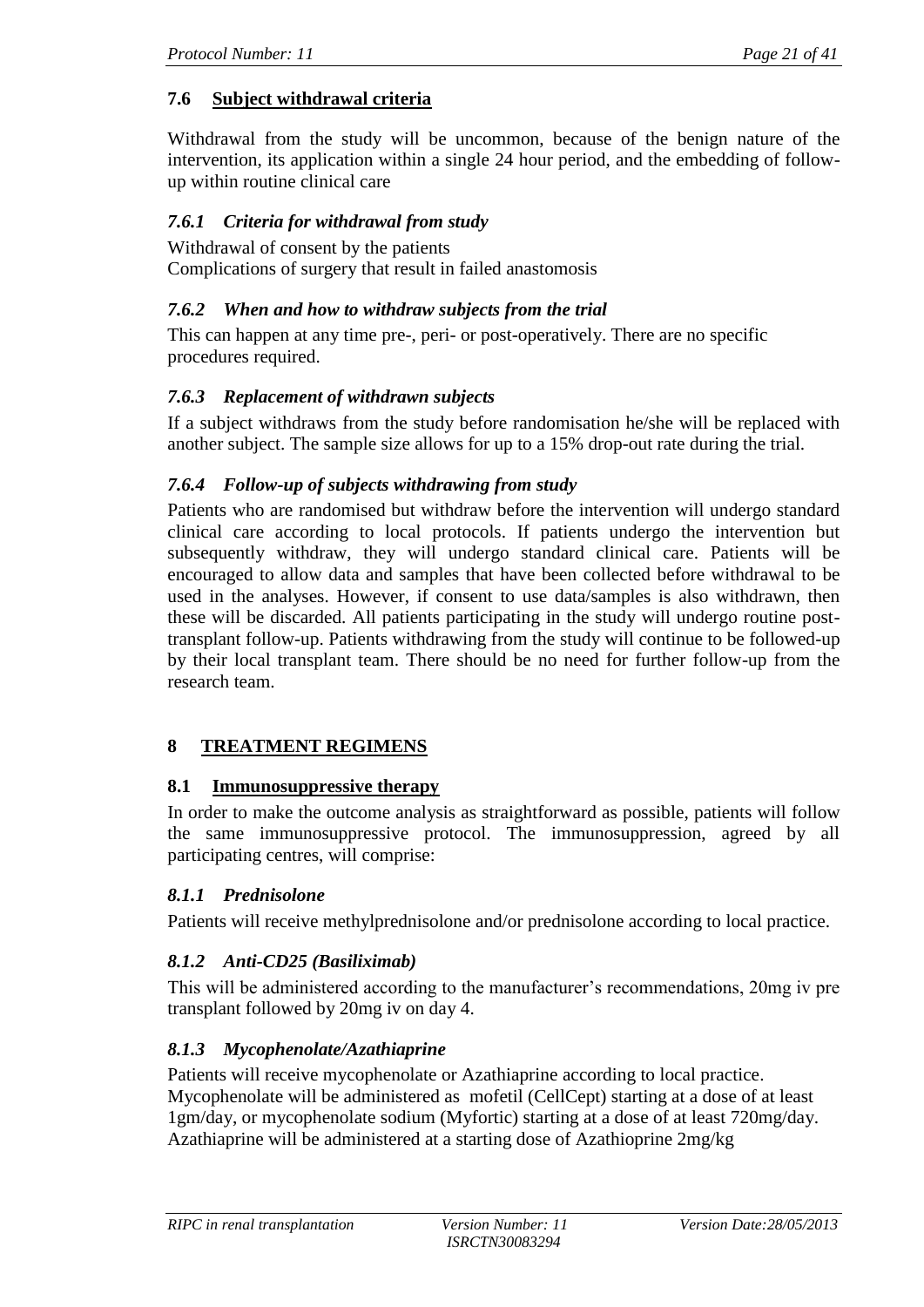## 7.6 Subject withdrawal criteria

Withdrawal from the study will be uncommon, because of the benign nature of the intervention, its application within a single 24 hour period, and the embedding of follow-up within routine clinical care

### *7.6.1 Criteria for withdrawal from study*

Withdrawal of consent by the patients
Complications of surgery that result in failed anastomosis

### *7.6.2 When and how to withdraw subjects from the trial*

This can happen at any time pre-, peri- or post-operatively. There are no specific procedures required.

### *7.6.3 Replacement of withdrawn subjects*

If a subject withdraws from the study before randomisation he/she will be replaced with another subject. The sample size allows for up to a 15% drop-out rate during the trial.

### *7.6.4 Follow-up of subjects withdrawing from study*

Patients who are randomised but withdraw before the intervention will undergo standard clinical care according to local protocols. If patients undergo the intervention but subsequently withdraw, they will undergo standard clinical care. Patients will be encouraged to allow data and samples that have been collected before withdrawal to be used in the analyses. However, if consent to use data/samples is also withdrawn, then these will be discarded. All patients participating in the study will undergo routine post-transplant follow-up. Patients withdrawing from the study will continue to be followed-up by their local transplant team. There should be no need for further follow-up from the research team.

# 8 TREATMENT REGIMENS

## 8.1 Immunosuppressive therapy

In order to make the outcome analysis as straightforward as possible, patients will follow the same immunosuppressive protocol. The immunosuppression, agreed by all participating centres, will comprise:

### *8.1.1 Prednisolone*

Patients will receive methylprednisolone and/or prednisolone according to local practice.

### *8.1.2 Anti-CD25 (Basiliximab)*

This will be administered according to the manufacturer's recommendations, 20mg iv pre transplant followed by 20mg iv on day 4.

### *8.1.3 Mycophenolate/Azathiaprine*

Patients will receive mycophenolate or Azathiaprine according to local practice.
Mycophenolate will be administered as mofetil (CellCept) starting at a dose of at least 1gm/day, or mycophenolate sodium (Myfortic) starting at a dose of at least 720mg/day.
Azathiaprine will be administered at a starting dose of Azathioprine 2mg/kg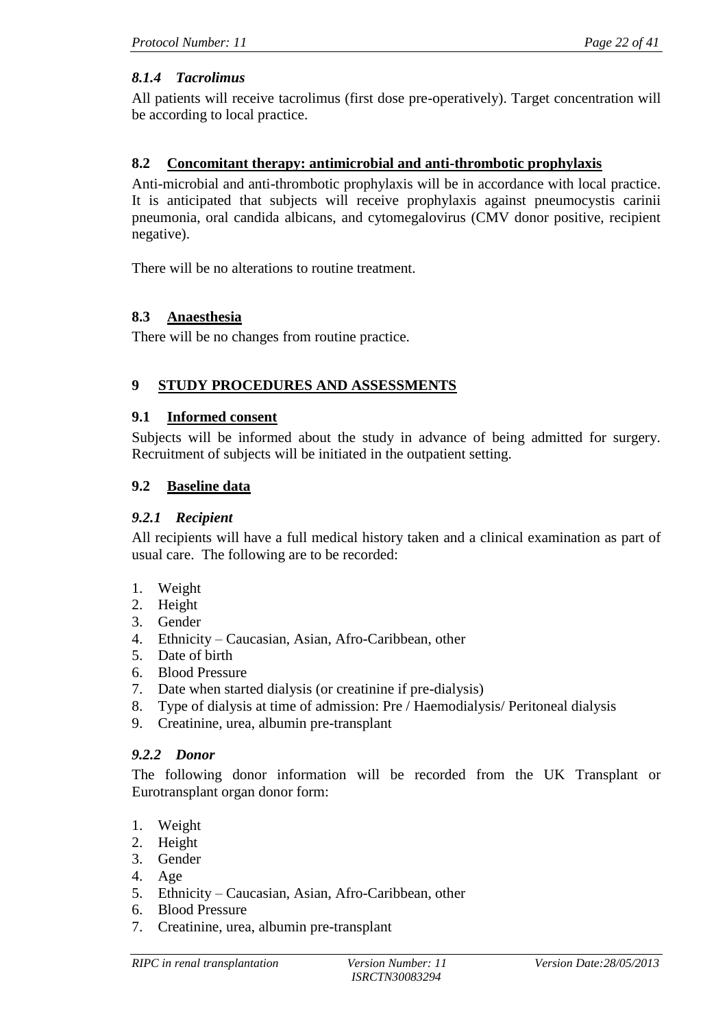### *8.1.4 Tacrolimus*

All patients will receive tacrolimus (first dose pre-operatively). Target concentration will be according to local practice.

## 8.2 Concomitant therapy: antimicrobial and anti-thrombotic prophylaxis

Anti-microbial and anti-thrombotic prophylaxis will be in accordance with local practice. It is anticipated that subjects will receive prophylaxis against pneumocystis carinii pneumonia, oral candida albicans, and cytomegalovirus (CMV donor positive, recipient negative).

There will be no alterations to routine treatment.

## 8.3 Anaesthesia

There will be no changes from routine practice.

# 9 STUDY PROCEDURES AND ASSESSMENTS

## 9.1 Informed consent

Subjects will be informed about the study in advance of being admitted for surgery. Recruitment of subjects will be initiated in the outpatient setting.

## 9.2 Baseline data

### *9.2.1 Recipient*

All recipients will have a full medical history taken and a clinical examination as part of usual care. The following are to be recorded:

1. Weight
2. Height
3. Gender
4. Ethnicity – Caucasian, Asian, Afro-Caribbean, other
5. Date of birth
6. Blood Pressure
7. Date when started dialysis (or creatinine if pre-dialysis)
8. Type of dialysis at time of admission: Pre / Haemodialysis/ Peritoneal dialysis
9. Creatinine, urea, albumin pre-transplant

### *9.2.2 Donor*

The following donor information will be recorded from the UK Transplant or Eurotransplant organ donor form:

1. Weight
2. Height
3. Gender
4. Age
5. Ethnicity – Caucasian, Asian, Afro-Caribbean, other
6. Blood Pressure
7. Creatinine, urea, albumin pre-transplant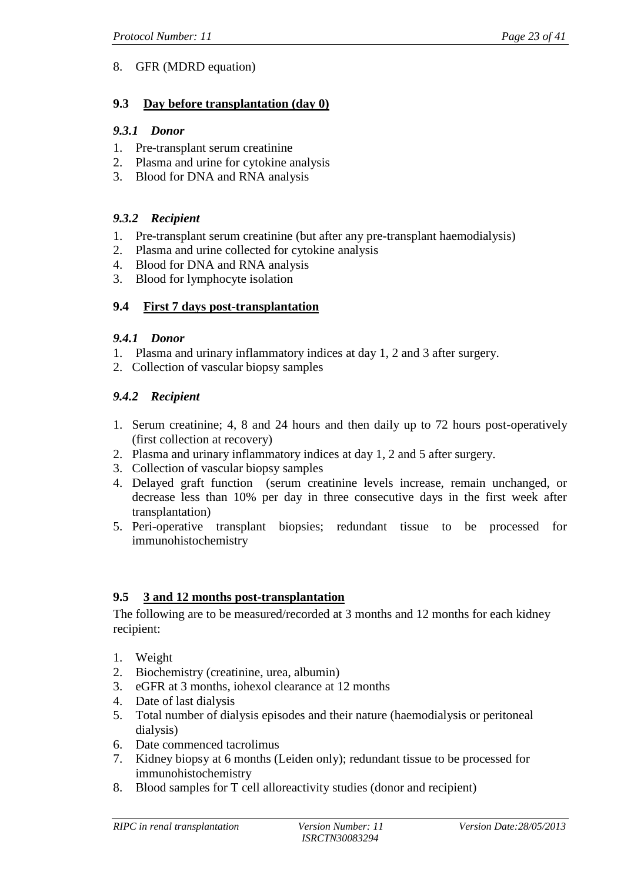8. GFR (MDRD equation)

## 9.3 Day before transplantation (day 0)

### *9.3.1 Donor*

1. Pre-transplant serum creatinine
2. Plasma and urine for cytokine analysis
3. Blood for DNA and RNA analysis

### *9.3.2 Recipient*

1. Pre-transplant serum creatinine (but after any pre-transplant haemodialysis)
2. Plasma and urine collected for cytokine analysis
4. Blood for DNA and RNA analysis
3. Blood for lymphocyte isolation

## 9.4 First 7 days post-transplantation

### *9.4.1 Donor*

1. Plasma and urinary inflammatory indices at day 1, 2 and 3 after surgery.
2. Collection of vascular biopsy samples

### *9.4.2 Recipient*

1. Serum creatinine; 4, 8 and 24 hours and then daily up to 72 hours post-operatively (first collection at recovery)
2. Plasma and urinary inflammatory indices at day 1, 2 and 5 after surgery.
3. Collection of vascular biopsy samples
4. Delayed graft function (serum creatinine levels increase, remain unchanged, or decrease less than 10% per day in three consecutive days in the first week after transplantation)
5. Peri-operative transplant biopsies; redundant tissue to be processed for immunohistochemistry

## 9.5 3 and 12 months post-transplantation

The following are to be measured/recorded at 3 months and 12 months for each kidney recipient:

1. Weight
2. Biochemistry (creatinine, urea, albumin)
3. eGFR at 3 months, iohexol clearance at 12 months
4. Date of last dialysis
5. Total number of dialysis episodes and their nature (haemodialysis or peritoneal dialysis)
6. Date commenced tacrolimus
7. Kidney biopsy at 6 months (Leiden only); redundant tissue to be processed for immunohistochemistry
8. Blood samples for T cell alloreactivity studies (donor and recipient)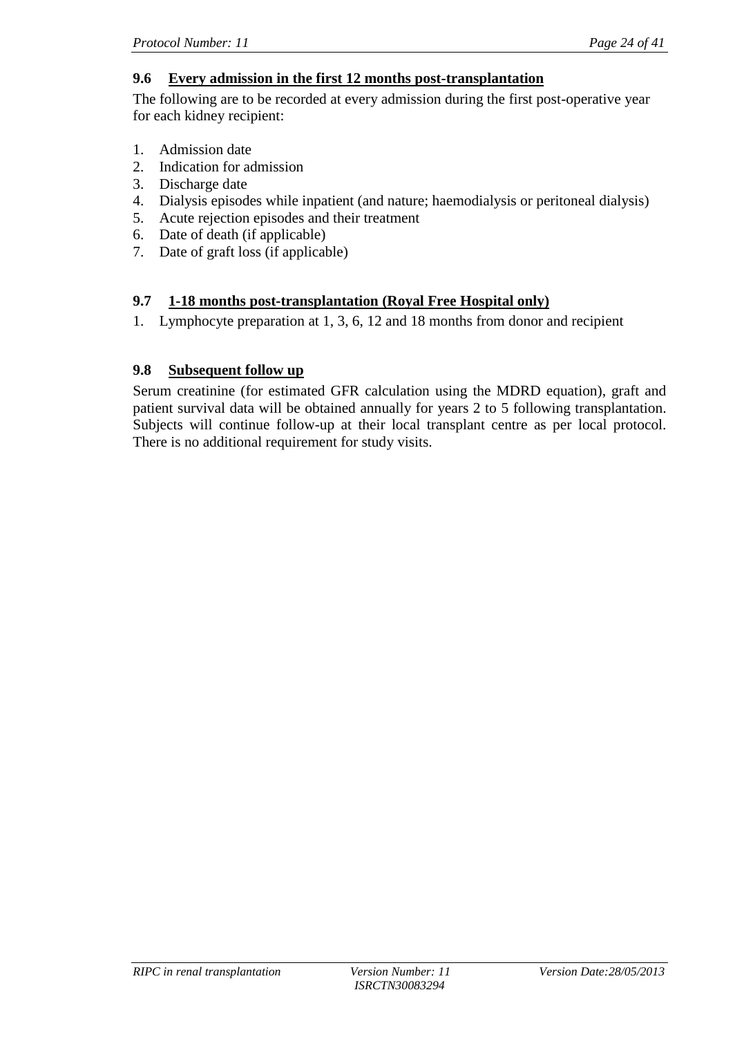### 9.6 Every admission in the first 12 months post-transplantation

The following are to be recorded at every admission during the first post-operative year for each kidney recipient:

1. Admission date
2. Indication for admission
3. Discharge date
4. Dialysis episodes while inpatient (and nature; haemodialysis or peritoneal dialysis)
5. Acute rejection episodes and their treatment
6. Date of death (if applicable)
7. Date of graft loss (if applicable)

### 9.7 1-18 months post-transplantation (Royal Free Hospital only)

1. Lymphocyte preparation at 1, 3, 6, 12 and 18 months from donor and recipient

### 9.8 Subsequent follow up

Serum creatinine (for estimated GFR calculation using the MDRD equation), graft and patient survival data will be obtained annually for years 2 to 5 following transplantation. Subjects will continue follow-up at their local transplant centre as per local protocol. There is no additional requirement for study visits.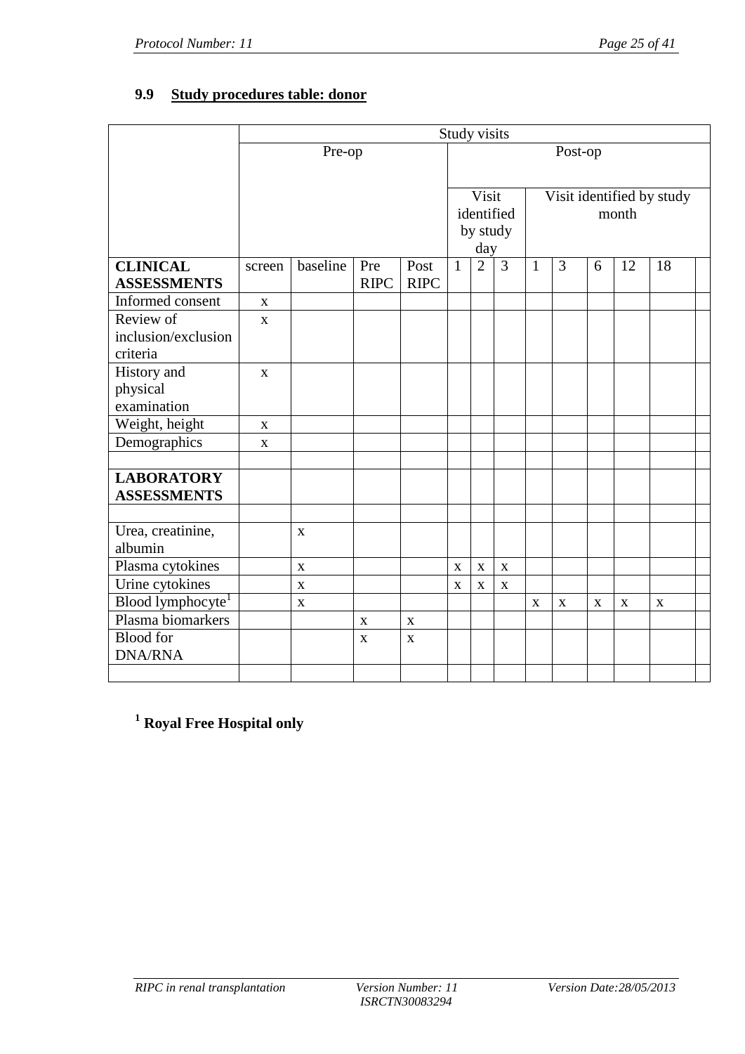## 9.9 Study procedures table: donor

| | Study visits | | | | | | | | | | | | |
|---|---|---|---|---|---|---|---|---|---|---|---|---|---|
| | Pre-op | | | | Post-op | | | | | | | | |
| | | | | | Visit identified by study day | | | Visit identified by study month | | | | | |
| **CLINICAL ASSESSMENTS** | screen | baseline | Pre RIPC | Post RIPC | 1 | 2 | 3 | 1 | 3 | 6 | 12 | 18 | |
| Informed consent | x | | | | | | | | | | | | |
| Review of inclusion/exclusion criteria | x | | | | | | | | | | | | |
| History and physical examination | x | | | | | | | | | | | | |
| Weight, height | x | | | | | | | | | | | | |
| Demographics | x | | | | | | | | | | | | |
| | | | | | | | | | | | | | |
| **LABORATORY ASSESSMENTS** | | | | | | | | | | | | | |
| | | | | | | | | | | | | | |
| Urea, creatinine, albumin | | x | | | | | | | | | | | |
| Plasma cytokines | | x | | | x | x | x | | | | | | |
| Urine cytokines | | x | | | x | x | x | | | | | | |
| Blood lymphocyte[1] | | x | | | | | | x | x | x | x | x | |
| Plasma biomarkers | | | x | x | | | | | | | | | |
| Blood for DNA/RNA | | | x | x | | | | | | | | | |
| | | | | | | | | | | | | | |

**[1] Royal Free Hospital only**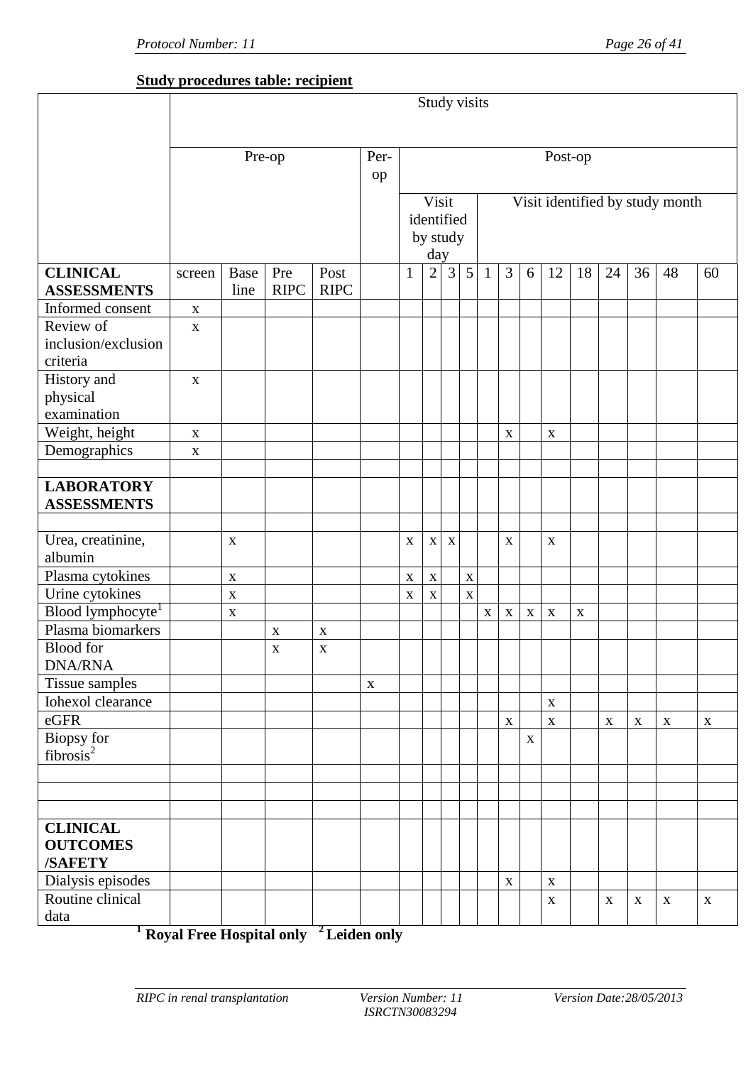**Study procedures table: recipient**

| | Study visits | | | | | | | | | | | | | | | | | |
|---|---|---|---|---|---|---|---|---|---|---|---|---|---|---|---|---|---|---|
| | Pre-op | | | | Per-op | Post-op | | | | | | | | | | | | |
| | | | | | | Visit identified by study day | | | | Visit identified by study month | | | | | | | | |
| **CLINICAL ASSESSMENTS** | screen | Base line | Pre RIPC | Post RIPC | | 1 | 2 | 3 | 5 | 1 | 3 | 6 | 12 | 18 | 24 | 36 | 48 | 60 |
| Informed consent | x | | | | | | | | | | | | | | | | | |
| Review of inclusion/exclusion criteria | x | | | | | | | | | | | | | | | | | |
| History and physical examination | x | | | | | | | | | | | | | | | | | |
| Weight, height | x | | | | | | | | | | x | | x | | | | | |
| Demographics | x | | | | | | | | | | | | | | | | | |
| | | | | | | | | | | | | | | | | | | |
| **LABORATORY ASSESSMENTS** | | | | | | | | | | | | | | | | | | |
| | | | | | | | | | | | | | | | | | | |
| Urea, creatinine, albumin | | x | | | | x | x | x | | | x | | x | | | | | |
| Plasma cytokines | | x | | | | x | x | | x | | | | | | | | | |
| Urine cytokines | | x | | | | x | x | | x | | | | | | | | | |
| Blood lymphocyte[1] | | x | | | | | | | | x | x | x | x | x | | | | |
| Plasma biomarkers | | | x | x | | | | | | | | | | | | | | |
| Blood for DNA/RNA | | | x | x | | | | | | | | | | | | | | |
| Tissue samples | | | | | x | | | | | | | | | | | | | |
| Iohexol clearance | | | | | | | | | | | | | x | | | | | |
| eGFR | | | | | | | | | | | x | | x | | x | x | x | x |
| Biopsy for fibrosis[2] | | | | | | | | | | | | x | | | | | | |
| | | | | | | | | | | | | | | | | | | |
| | | | | | | | | | | | | | | | | | | |
| | | | | | | | | | | | | | | | | | | |
| **CLINICAL OUTCOMES /SAFETY** | | | | | | | | | | | | | | | | | | |
| Dialysis episodes | | | | | | | | | | | x | | x | | | | | |
| Routine clinical data | | | | | | | | | | | | | x | | x | x | x | x |

**[1] Royal Free Hospital only [2] Leiden only**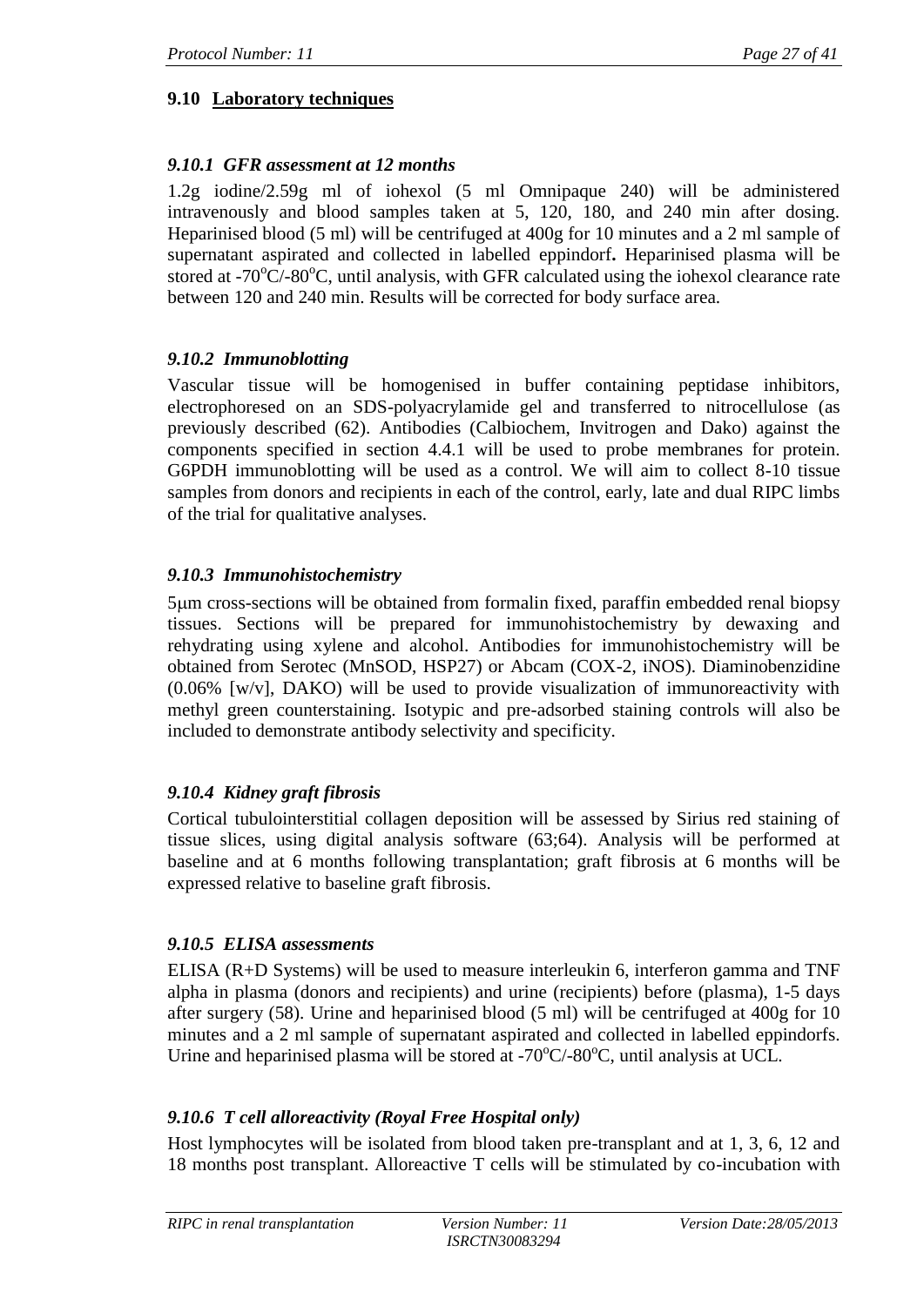## 9.10 Laboratory techniques

### *9.10.1 GFR assessment at 12 months*

1.2g iodine/2.59g ml of iohexol (5 ml Omnipaque 240) will be administered intravenously and blood samples taken at 5, 120, 180, and 240 min after dosing. Heparinised blood (5 ml) will be centrifuged at 400g for 10 minutes and a 2 ml sample of supernatant aspirated and collected in labelled eppindorf**.** Heparinised plasma will be stored at -70$^{o}$C/-80$^{o}$C, until analysis, with GFR calculated using the iohexol clearance rate between 120 and 240 min. Results will be corrected for body surface area.

### *9.10.2 Immunoblotting*

Vascular tissue will be homogenised in buffer containing peptidase inhibitors, electrophoresed on an SDS-polyacrylamide gel and transferred to nitrocellulose (as previously described (62). Antibodies (Calbiochem, Invitrogen and Dako) against the components specified in section 4.4.1 will be used to probe membranes for protein. G6PDH immunoblotting will be used as a control. We will aim to collect 8-10 tissue samples from donors and recipients in each of the control, early, late and dual RIPC limbs of the trial for qualitative analyses.

### *9.10.3 Immunohistochemistry*

5μm cross-sections will be obtained from formalin fixed, paraffin embedded renal biopsy tissues. Sections will be prepared for immunohistochemistry by dewaxing and rehydrating using xylene and alcohol. Antibodies for immunohistochemistry will be obtained from Serotec (MnSOD, HSP27) or Abcam (COX-2, iNOS). Diaminobenzidine (0.06% [w/v], DAKO) will be used to provide visualization of immunoreactivity with methyl green counterstaining. Isotypic and pre-adsorbed staining controls will also be included to demonstrate antibody selectivity and specificity.

### *9.10.4 Kidney graft fibrosis*

Cortical tubulointerstitial collagen deposition will be assessed by Sirius red staining of tissue slices, using digital analysis software (63;64). Analysis will be performed at baseline and at 6 months following transplantation; graft fibrosis at 6 months will be expressed relative to baseline graft fibrosis.

### *9.10.5 ELISA assessments*

ELISA (R+D Systems) will be used to measure interleukin 6, interferon gamma and TNF alpha in plasma (donors and recipients) and urine (recipients) before (plasma), 1-5 days after surgery (58). Urine and heparinised blood (5 ml) will be centrifuged at 400g for 10 minutes and a 2 ml sample of supernatant aspirated and collected in labelled eppindorfs. Urine and heparinised plasma will be stored at -70$^{o}$C/-80$^{o}$C, until analysis at UCL.

### *9.10.6 T cell alloreactivity (Royal Free Hospital only)*

Host lymphocytes will be isolated from blood taken pre-transplant and at 1, 3, 6, 12 and 18 months post transplant. Alloreactive T cells will be stimulated by co-incubation with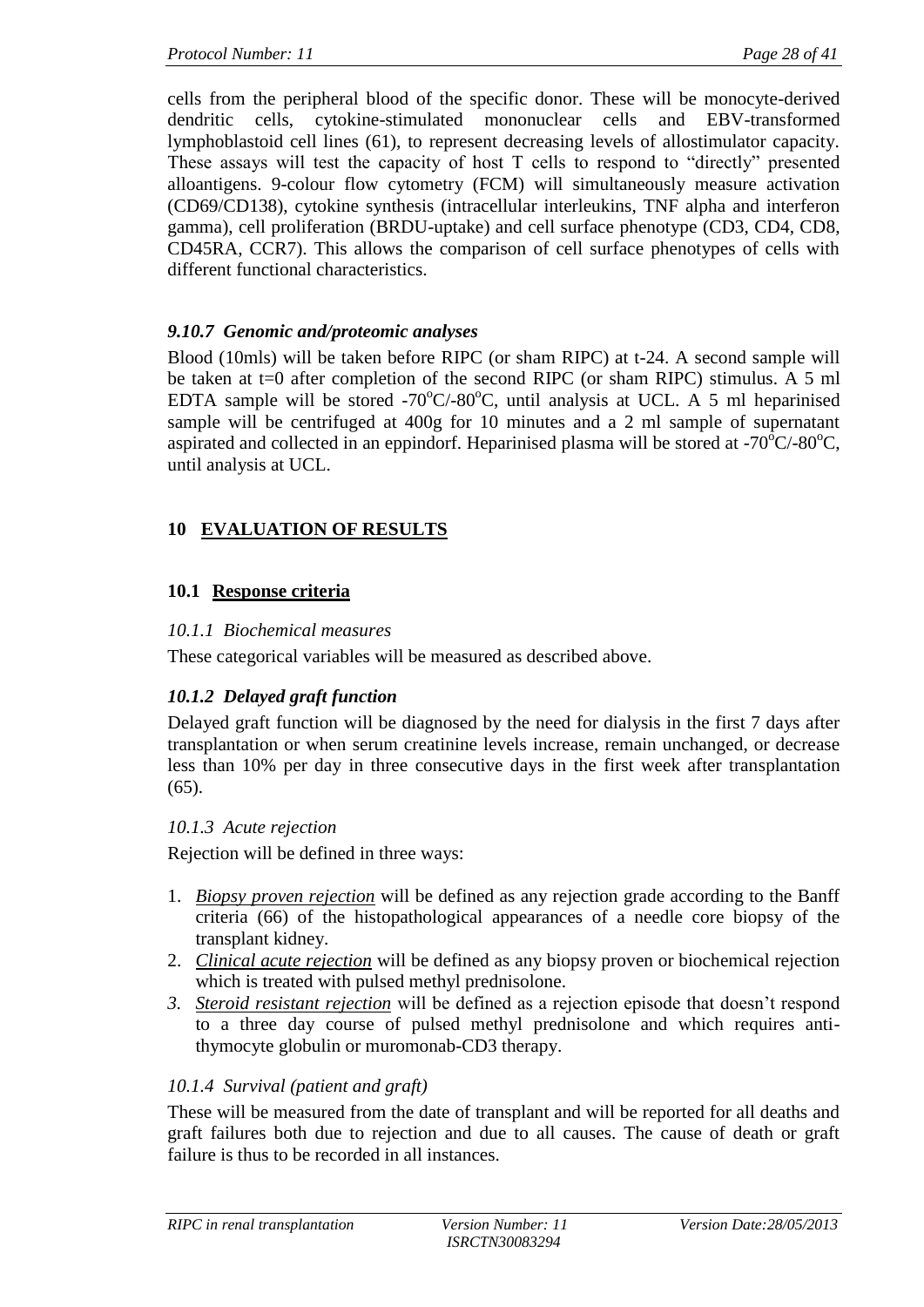cells from the peripheral blood of the specific donor. These will be monocyte-derived dendritic cells, cytokine-stimulated mononuclear cells and EBV-transformed lymphoblastoid cell lines (61), to represent decreasing levels of allostimulator capacity. These assays will test the capacity of host T cells to respond to "directly" presented alloantigens. 9-colour flow cytometry (FCM) will simultaneously measure activation (CD69/CD138), cytokine synthesis (intracellular interleukins, TNF alpha and interferon gamma), cell proliferation (BRDU-uptake) and cell surface phenotype (CD3, CD4, CD8, CD45RA, CCR7). This allows the comparison of cell surface phenotypes of cells with different functional characteristics.

#### *9.10.7 Genomic and/proteomic analyses*

Blood (10mls) will be taken before RIPC (or sham RIPC) at t-24. A second sample will be taken at t=0 after completion of the second RIPC (or sham RIPC) stimulus. A 5 ml EDTA sample will be stored -70$^{o}$C/-80$^{o}$C, until analysis at UCL. A 5 ml heparinised sample will be centrifuged at 400g for 10 minutes and a 2 ml sample of supernatant aspirated and collected in an eppindorf. Heparinised plasma will be stored at -70$^{o}$C/-80$^{o}$C, until analysis at UCL.

# 10 EVALUATION OF RESULTS

## 10.1 Response criteria

#### *10.1.1 Biochemical measures*

These categorical variables will be measured as described above.

#### *10.1.2 Delayed graft function*

Delayed graft function will be diagnosed by the need for dialysis in the first 7 days after transplantation or when serum creatinine levels increase, remain unchanged, or decrease less than 10% per day in three consecutive days in the first week after transplantation (65).

#### *10.1.3 Acute rejection*

Rejection will be defined in three ways:

1. *Biopsy proven rejection* will be defined as any rejection grade according to the Banff criteria (66) of the histopathological appearances of a needle core biopsy of the transplant kidney.
2. *Clinical acute rejection* will be defined as any biopsy proven or biochemical rejection which is treated with pulsed methyl prednisolone.
3. *Steroid resistant rejection* will be defined as a rejection episode that doesn't respond to a three day course of pulsed methyl prednisolone and which requires anti-thymocyte globulin or muromonab-CD3 therapy.

#### *10.1.4 Survival (patient and graft)*

These will be measured from the date of transplant and will be reported for all deaths and graft failures both due to rejection and due to all causes. The cause of death or graft failure is thus to be recorded in all instances.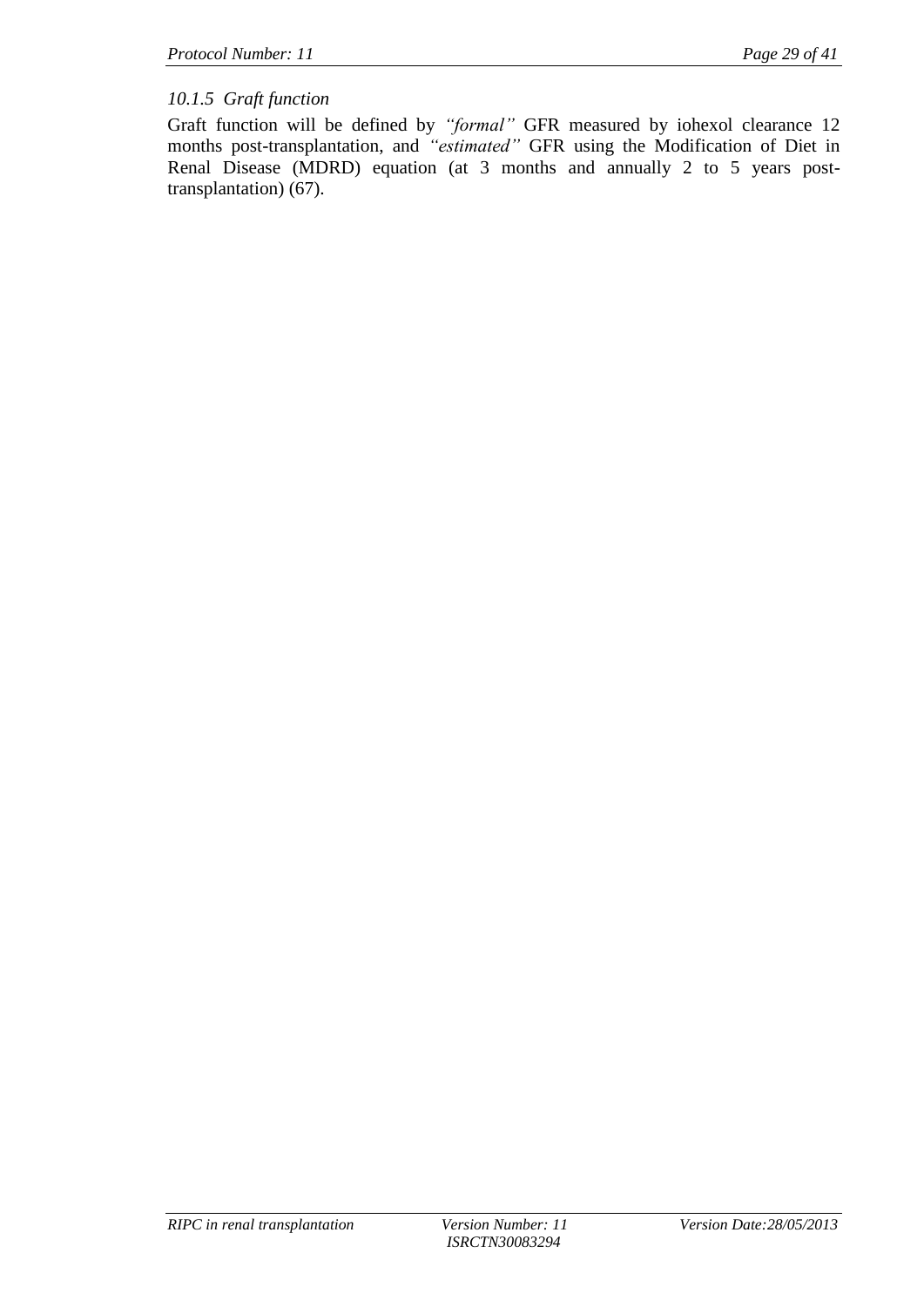### *10.1.5 Graft function*

Graft function will be defined by *"formal"* GFR measured by iohexol clearance 12 months post-transplantation, and *"estimated"* GFR using the Modification of Diet in Renal Disease (MDRD) equation (at 3 months and annually 2 to 5 years post-transplantation) (67).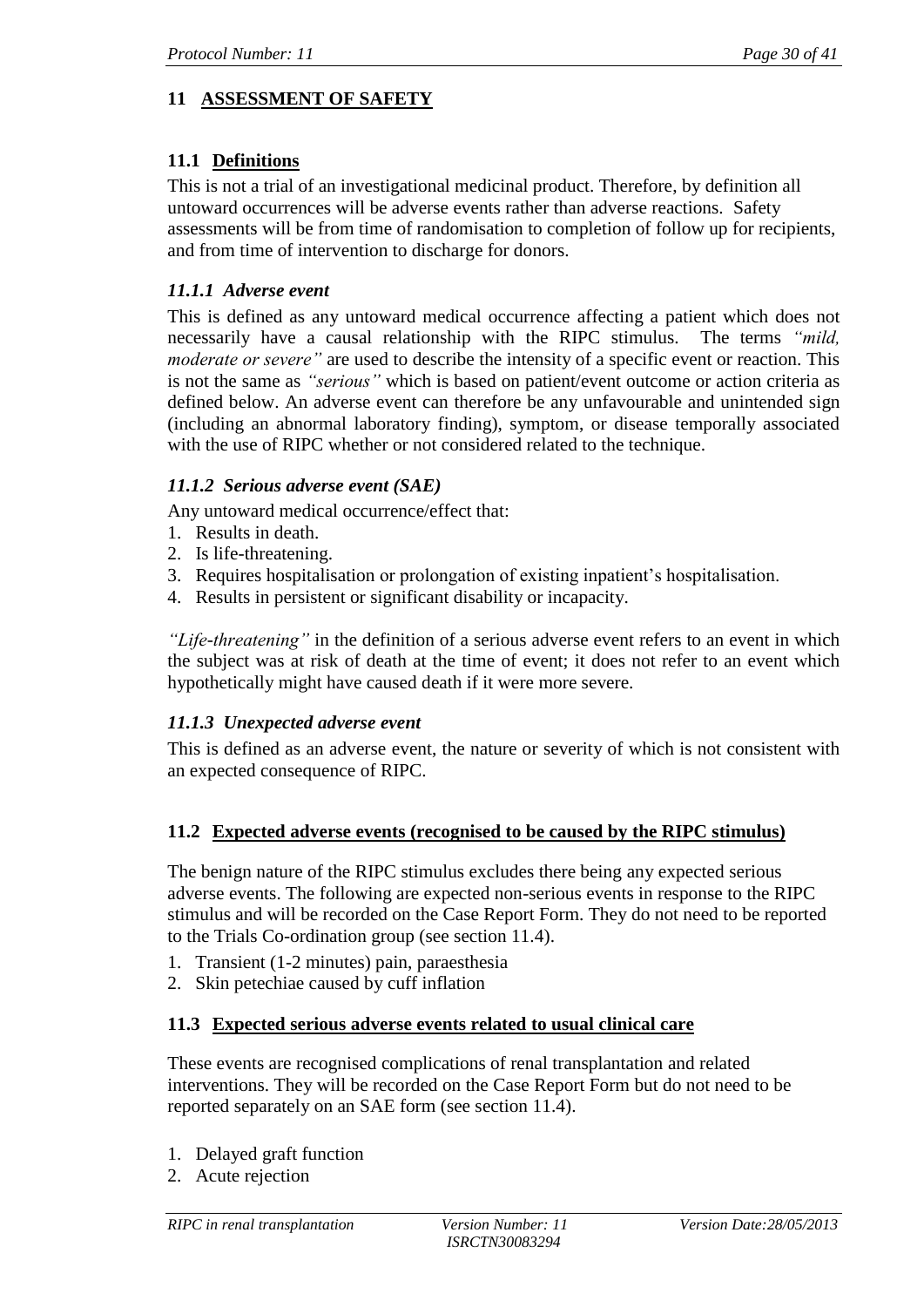## 11 ASSESSMENT OF SAFETY

### 11.1 Definitions

This is not a trial of an investigational medicinal product. Therefore, by definition all untoward occurrences will be adverse events rather than adverse reactions. Safety assessments will be from time of randomisation to completion of follow up for recipients, and from time of intervention to discharge for donors.

#### *11.1.1 Adverse event*

This is defined as any untoward medical occurrence affecting a patient which does not necessarily have a causal relationship with the RIPC stimulus. The terms *"mild, moderate or severe"* are used to describe the intensity of a specific event or reaction. This is not the same as *"serious"* which is based on patient/event outcome or action criteria as defined below. An adverse event can therefore be any unfavourable and unintended sign (including an abnormal laboratory finding), symptom, or disease temporally associated with the use of RIPC whether or not considered related to the technique.

#### *11.1.2 Serious adverse event (SAE)*

Any untoward medical occurrence/effect that:

1. Results in death.
2. Is life-threatening.
3. Requires hospitalisation or prolongation of existing inpatient's hospitalisation.
4. Results in persistent or significant disability or incapacity.

*"Life-threatening"* in the definition of a serious adverse event refers to an event in which the subject was at risk of death at the time of event; it does not refer to an event which hypothetically might have caused death if it were more severe.

#### *11.1.3 Unexpected adverse event*

This is defined as an adverse event, the nature or severity of which is not consistent with an expected consequence of RIPC.

### 11.2 Expected adverse events (recognised to be caused by the RIPC stimulus)

The benign nature of the RIPC stimulus excludes there being any expected serious adverse events. The following are expected non-serious events in response to the RIPC stimulus and will be recorded on the Case Report Form. They do not need to be reported to the Trials Co-ordination group (see section 11.4).

1. Transient (1-2 minutes) pain, paraesthesia
2. Skin petechiae caused by cuff inflation

### 11.3 Expected serious adverse events related to usual clinical care

These events are recognised complications of renal transplantation and related interventions. They will be recorded on the Case Report Form but do not need to be reported separately on an SAE form (see section 11.4).

1. Delayed graft function
2. Acute rejection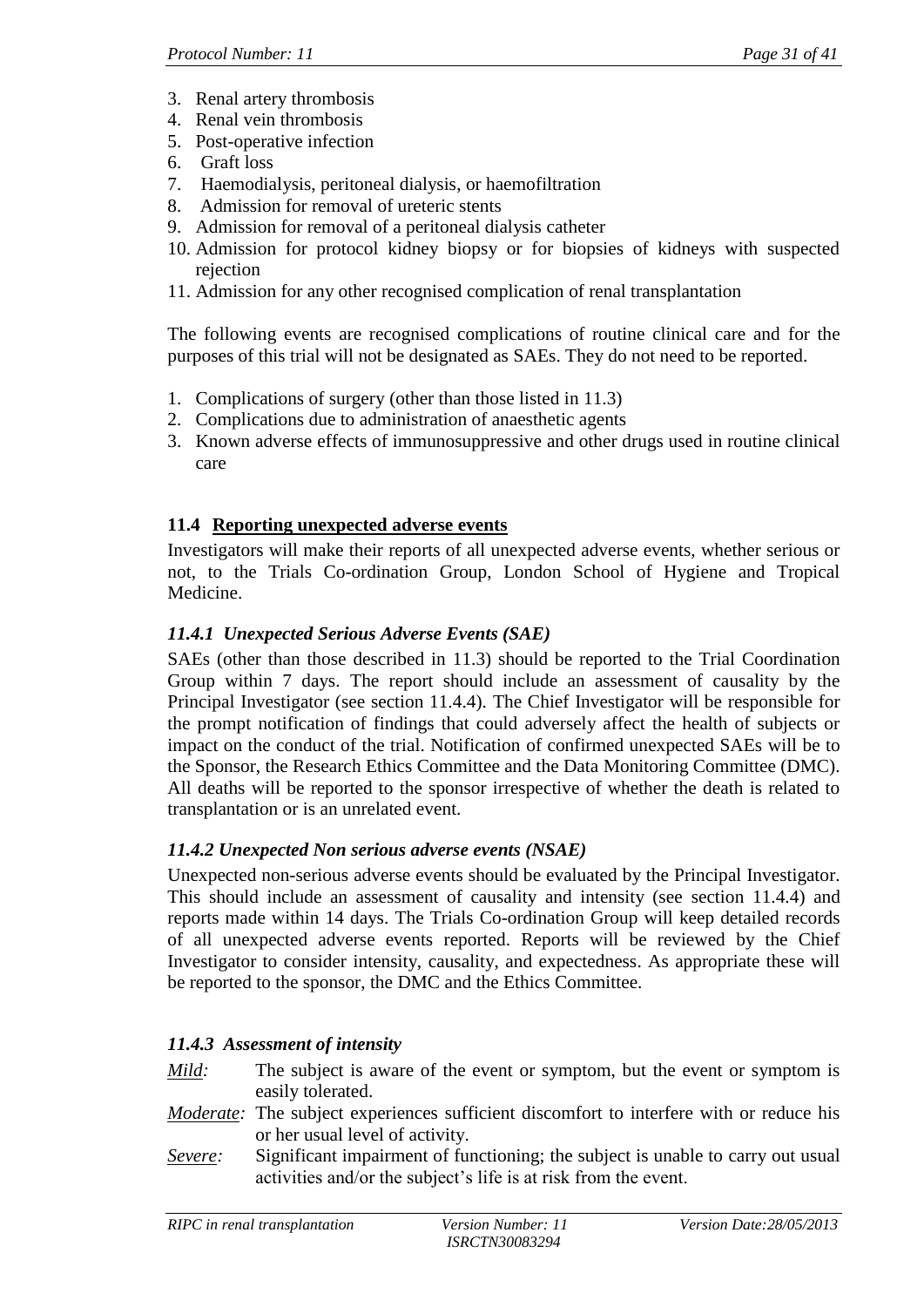3. Renal artery thrombosis
4. Renal vein thrombosis
5. Post-operative infection
6. Graft loss
7. Haemodialysis, peritoneal dialysis, or haemofiltration
8. Admission for removal of ureteric stents
9. Admission for removal of a peritoneal dialysis catheter
10. Admission for protocol kidney biopsy or for biopsies of kidneys with suspected rejection
11. Admission for any other recognised complication of renal transplantation

The following events are recognised complications of routine clinical care and for the purposes of this trial will not be designated as SAEs. They do not need to be reported.

1. Complications of surgery (other than those listed in 11.3)
2. Complications due to administration of anaesthetic agents
3. Known adverse effects of immunosuppressive and other drugs used in routine clinical care

## 11.4 <u>Reporting unexpected adverse events</u>

Investigators will make their reports of all unexpected adverse events, whether serious or not, to the Trials Co-ordination Group, London School of Hygiene and Tropical Medicine.

### *11.4.1 Unexpected Serious Adverse Events (SAE)*

SAEs (other than those described in 11.3) should be reported to the Trial Coordination Group within 7 days. The report should include an assessment of causality by the Principal Investigator (see section 11.4.4). The Chief Investigator will be responsible for the prompt notification of findings that could adversely affect the health of subjects or impact on the conduct of the trial. Notification of confirmed unexpected SAEs will be to the Sponsor, the Research Ethics Committee and the Data Monitoring Committee (DMC). All deaths will be reported to the sponsor irrespective of whether the death is related to transplantation or is an unrelated event.

### *11.4.2 Unexpected Non serious adverse events (NSAE)*

Unexpected non-serious adverse events should be evaluated by the Principal Investigator. This should include an assessment of causality and intensity (see section 11.4.4) and reports made within 14 days. The Trials Co-ordination Group will keep detailed records of all unexpected adverse events reported. Reports will be reviewed by the Chief Investigator to consider intensity, causality, and expectedness. As appropriate these will be reported to the sponsor, the DMC and the Ethics Committee.

### *11.4.3 Assessment of intensity*

*<u>Mild</u>:* The subject is aware of the event or symptom, but the event or symptom is easily tolerated.

*<u>Moderate</u>:* The subject experiences sufficient discomfort to interfere with or reduce his or her usual level of activity.

*<u>Severe</u>:* Significant impairment of functioning; the subject is unable to carry out usual activities and/or the subject's life is at risk from the event.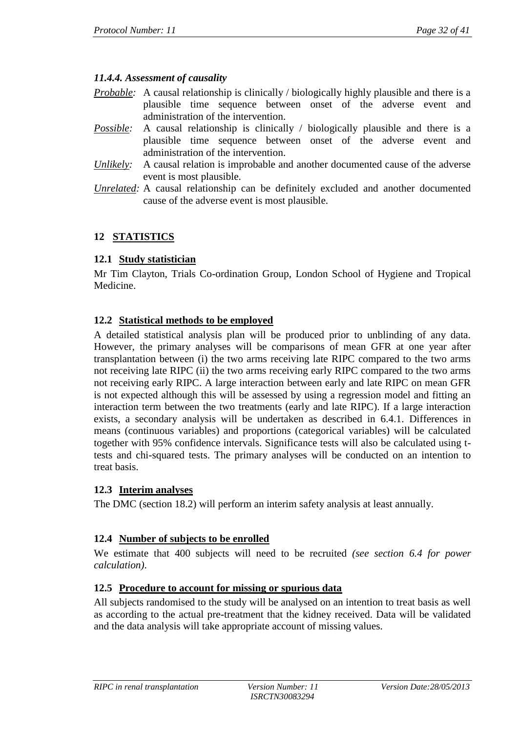#### *11.4.4. Assessment of causality*

*Probable:* A causal relationship is clinically / biologically highly plausible and there is a plausible time sequence between onset of the adverse event and administration of the intervention.

*Possible:* A causal relationship is clinically / biologically plausible and there is a plausible time sequence between onset of the adverse event and administration of the intervention.

*Unlikely:* A causal relation is improbable and another documented cause of the adverse event is most plausible.

*Unrelated:* A causal relationship can be definitely excluded and another documented cause of the adverse event is most plausible.

## 12 STATISTICS

### 12.1 Study statistician

Mr Tim Clayton, Trials Co-ordination Group, London School of Hygiene and Tropical Medicine.

### 12.2 Statistical methods to be employed

A detailed statistical analysis plan will be produced prior to unblinding of any data. However, the primary analyses will be comparisons of mean GFR at one year after transplantation between (i) the two arms receiving late RIPC compared to the two arms not receiving late RIPC (ii) the two arms receiving early RIPC compared to the two arms not receiving early RIPC. A large interaction between early and late RIPC on mean GFR is not expected although this will be assessed by using a regression model and fitting an interaction term between the two treatments (early and late RIPC). If a large interaction exists, a secondary analysis will be undertaken as described in 6.4.1. Differences in means (continuous variables) and proportions (categorical variables) will be calculated together with 95% confidence intervals. Significance tests will also be calculated using t-tests and chi-squared tests. The primary analyses will be conducted on an intention to treat basis.

### 12.3 Interim analyses

The DMC (section 18.2) will perform an interim safety analysis at least annually.

### 12.4 Number of subjects to be enrolled

We estimate that 400 subjects will need to be recruited *(see section 6.4 for power calculation).*

### 12.5 Procedure to account for missing or spurious data

All subjects randomised to the study will be analysed on an intention to treat basis as well as according to the actual pre-treatment that the kidney received. Data will be validated and the data analysis will take appropriate account of missing values.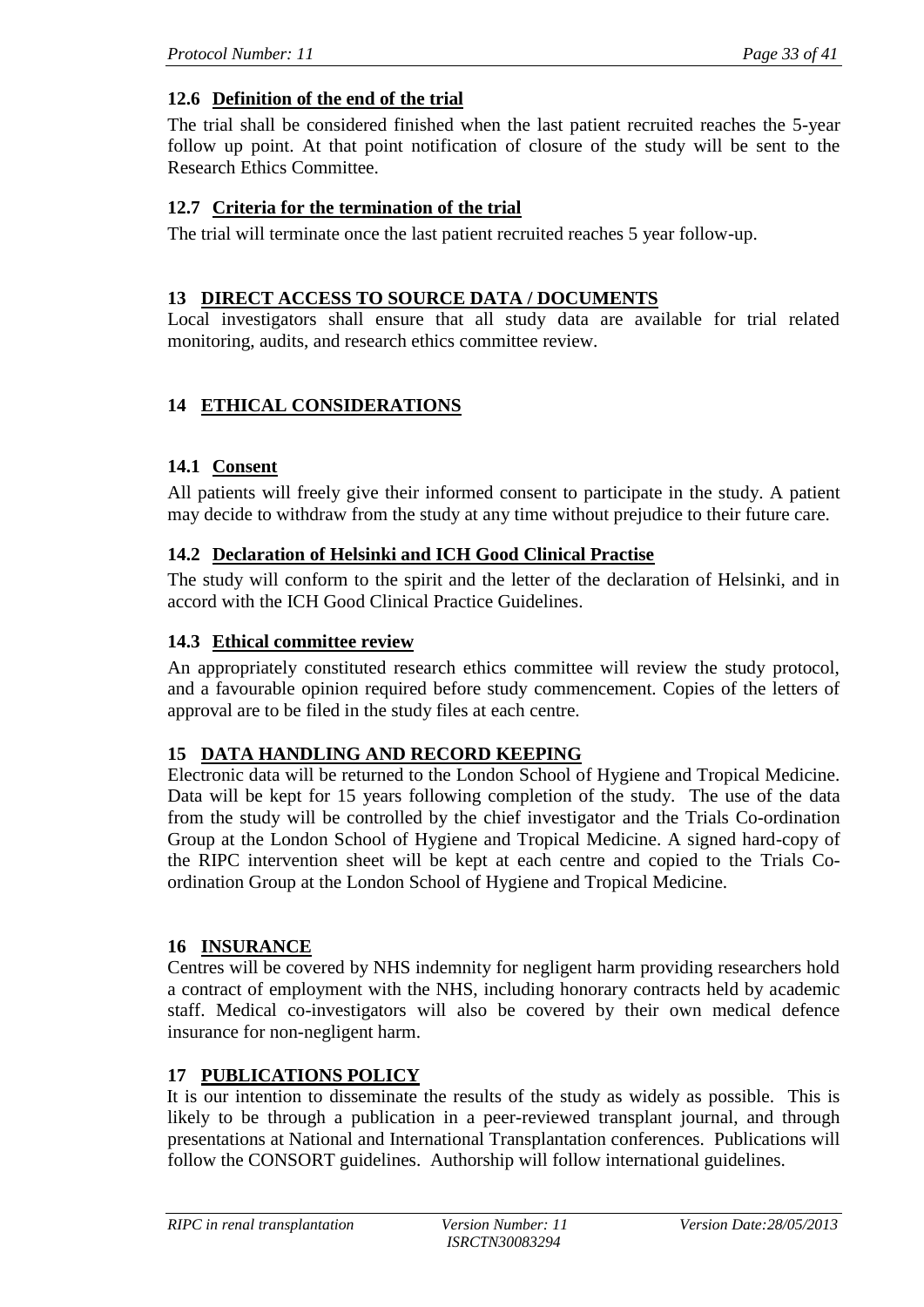### 12.6 Definition of the end of the trial

The trial shall be considered finished when the last patient recruited reaches the 5-year follow up point. At that point notification of closure of the study will be sent to the Research Ethics Committee.

### 12.7 Criteria for the termination of the trial

The trial will terminate once the last patient recruited reaches 5 year follow-up.

## 13 DIRECT ACCESS TO SOURCE DATA / DOCUMENTS

Local investigators shall ensure that all study data are available for trial related monitoring, audits, and research ethics committee review.

## 14 ETHICAL CONSIDERATIONS

### 14.1 Consent

All patients will freely give their informed consent to participate in the study. A patient may decide to withdraw from the study at any time without prejudice to their future care.

### 14.2 Declaration of Helsinki and ICH Good Clinical Practise

The study will conform to the spirit and the letter of the declaration of Helsinki, and in accord with the ICH Good Clinical Practice Guidelines.

### 14.3 Ethical committee review

An appropriately constituted research ethics committee will review the study protocol, and a favourable opinion required before study commencement. Copies of the letters of approval are to be filed in the study files at each centre.

## 15 DATA HANDLING AND RECORD KEEPING

Electronic data will be returned to the London School of Hygiene and Tropical Medicine. Data will be kept for 15 years following completion of the study. The use of the data from the study will be controlled by the chief investigator and the Trials Co-ordination Group at the London School of Hygiene and Tropical Medicine. A signed hard-copy of the RIPC intervention sheet will be kept at each centre and copied to the Trials Co-ordination Group at the London School of Hygiene and Tropical Medicine.

## 16 INSURANCE

Centres will be covered by NHS indemnity for negligent harm providing researchers hold a contract of employment with the NHS, including honorary contracts held by academic staff. Medical co-investigators will also be covered by their own medical defence insurance for non-negligent harm.

## 17 PUBLICATIONS POLICY

It is our intention to disseminate the results of the study as widely as possible. This is likely to be through a publication in a peer-reviewed transplant journal, and through presentations at National and International Transplantation conferences. Publications will follow the CONSORT guidelines. Authorship will follow international guidelines.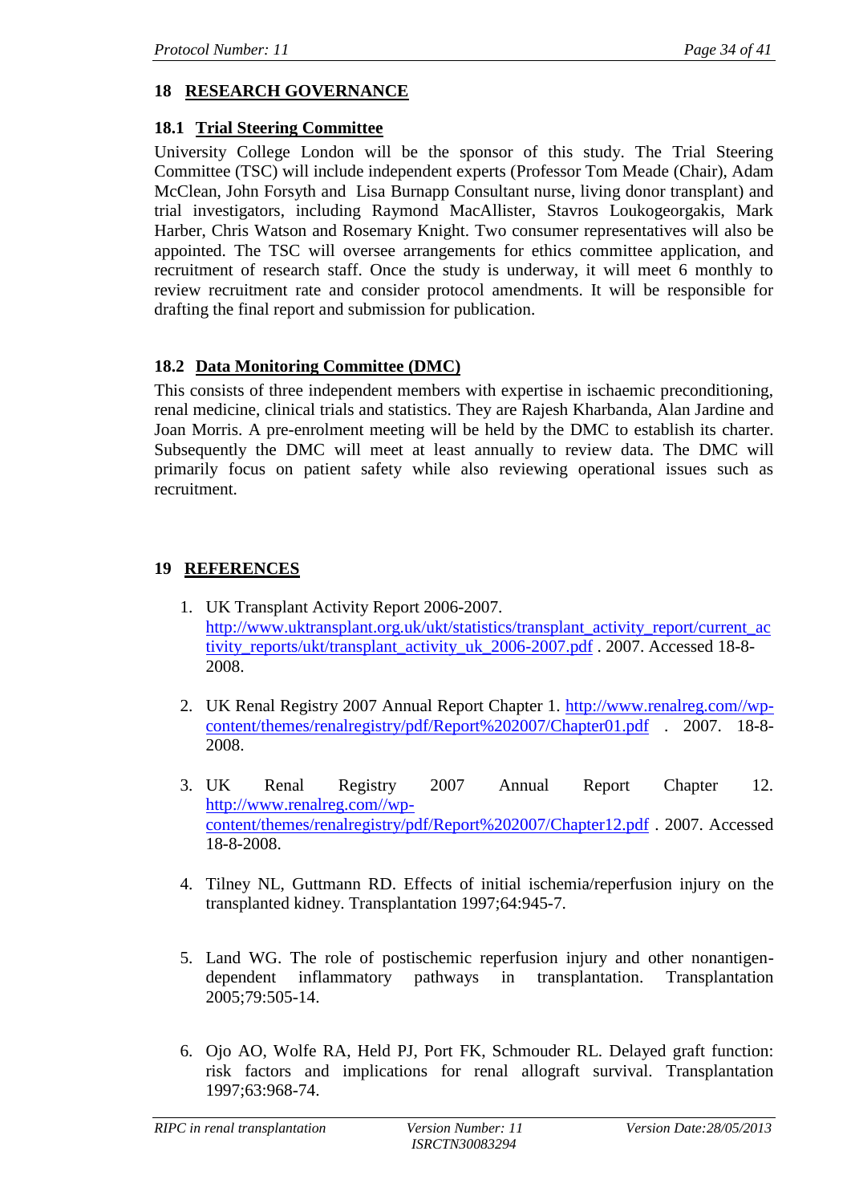## 18 RESEARCH GOVERNANCE

### 18.1 Trial Steering Committee

University College London will be the sponsor of this study. The Trial Steering Committee (TSC) will include independent experts (Professor Tom Meade (Chair), Adam McClean, John Forsyth and Lisa Burnapp Consultant nurse, living donor transplant) and trial investigators, including Raymond MacAllister, Stavros Loukogeorgakis, Mark Harber, Chris Watson and Rosemary Knight. Two consumer representatives will also be appointed. The TSC will oversee arrangements for ethics committee application, and recruitment of research staff. Once the study is underway, it will meet 6 monthly to review recruitment rate and consider protocol amendments. It will be responsible for drafting the final report and submission for publication.

### 18.2 Data Monitoring Committee (DMC)

This consists of three independent members with expertise in ischaemic preconditioning, renal medicine, clinical trials and statistics. They are Rajesh Kharbanda, Alan Jardine and Joan Morris. A pre-enrolment meeting will be held by the DMC to establish its charter. Subsequently the DMC will meet at least annually to review data. The DMC will primarily focus on patient safety while also reviewing operational issues such as recruitment.

## 19 REFERENCES

1. UK Transplant Activity Report 2006-2007. http://www.uktransplant.org.uk/ukt/statistics/transplant_activity_report/current_activity_reports/ukt/transplant_activity_uk_2006-2007.pdf . 2007. Accessed 18-8-2008.

2. UK Renal Registry 2007 Annual Report Chapter 1. http://www.renalreg.com//wp-content/themes/renalregistry/pdf/Report%202007/Chapter01.pdf . 2007. 18-8-2008.

3. UK Renal Registry 2007 Annual Report Chapter 12. http://www.renalreg.com//wp-content/themes/renalregistry/pdf/Report%202007/Chapter12.pdf . 2007. Accessed 18-8-2008.

4. Tilney NL, Guttmann RD. Effects of initial ischemia/reperfusion injury on the transplanted kidney. Transplantation 1997;64:945-7.

5. Land WG. The role of postischemic reperfusion injury and other nonantigen-dependent inflammatory pathways in transplantation. Transplantation 2005;79:505-14.

6. Ojo AO, Wolfe RA, Held PJ, Port FK, Schmouder RL. Delayed graft function: risk factors and implications for renal allograft survival. Transplantation 1997;63:968-74.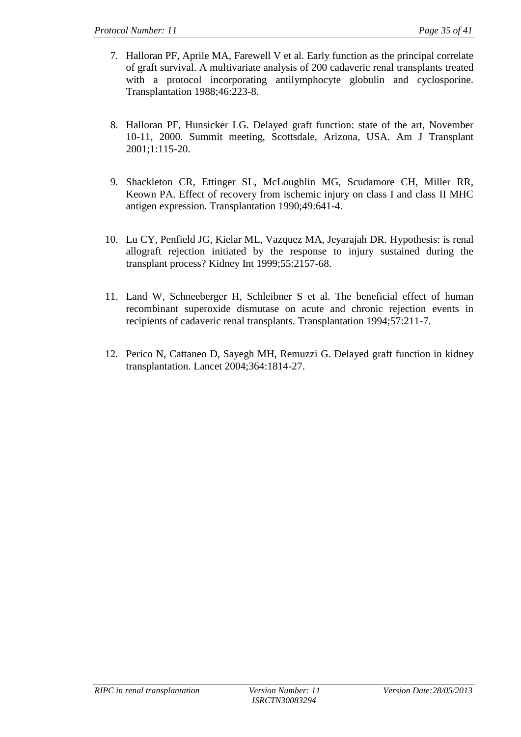7. Halloran PF, Aprile MA, Farewell V et al. Early function as the principal correlate of graft survival. A multivariate analysis of 200 cadaveric renal transplants treated with a protocol incorporating antilymphocyte globulin and cyclosporine. Transplantation 1988;46:223-8.

8. Halloran PF, Hunsicker LG. Delayed graft function: state of the art, November 10-11, 2000. Summit meeting, Scottsdale, Arizona, USA. Am J Transplant 2001;1:115-20.

9. Shackleton CR, Ettinger SL, McLoughlin MG, Scudamore CH, Miller RR, Keown PA. Effect of recovery from ischemic injury on class I and class II MHC antigen expression. Transplantation 1990;49:641-4.

10. Lu CY, Penfield JG, Kielar ML, Vazquez MA, Jeyarajah DR. Hypothesis: is renal allograft rejection initiated by the response to injury sustained during the transplant process? Kidney Int 1999;55:2157-68.

11. Land W, Schneeberger H, Schleibner S et al. The beneficial effect of human recombinant superoxide dismutase on acute and chronic rejection events in recipients of cadaveric renal transplants. Transplantation 1994;57:211-7.

12. Perico N, Cattaneo D, Sayegh MH, Remuzzi G. Delayed graft function in kidney transplantation. Lancet 2004;364:1814-27.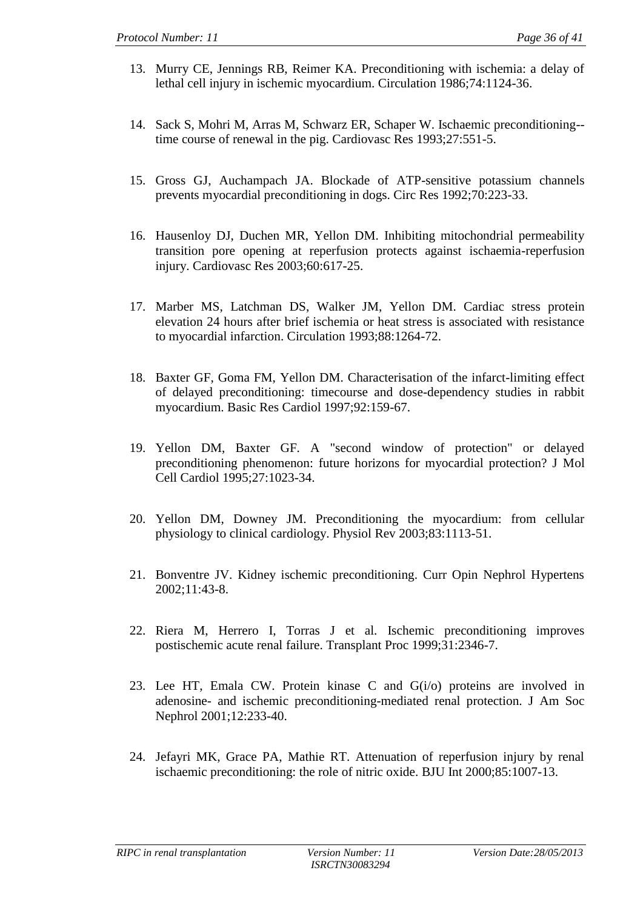13. Murry CE, Jennings RB, Reimer KA. Preconditioning with ischemia: a delay of lethal cell injury in ischemic myocardium. Circulation 1986;74:1124-36.

14. Sack S, Mohri M, Arras M, Schwarz ER, Schaper W. Ischaemic preconditioning--time course of renewal in the pig. Cardiovasc Res 1993;27:551-5.

15. Gross GJ, Auchampach JA. Blockade of ATP-sensitive potassium channels prevents myocardial preconditioning in dogs. Circ Res 1992;70:223-33.

16. Hausenloy DJ, Duchen MR, Yellon DM. Inhibiting mitochondrial permeability transition pore opening at reperfusion protects against ischaemia-reperfusion injury. Cardiovasc Res 2003;60:617-25.

17. Marber MS, Latchman DS, Walker JM, Yellon DM. Cardiac stress protein elevation 24 hours after brief ischemia or heat stress is associated with resistance to myocardial infarction. Circulation 1993;88:1264-72.

18. Baxter GF, Goma FM, Yellon DM. Characterisation of the infarct-limiting effect of delayed preconditioning: timecourse and dose-dependency studies in rabbit myocardium. Basic Res Cardiol 1997;92:159-67.

19. Yellon DM, Baxter GF. A "second window of protection" or delayed preconditioning phenomenon: future horizons for myocardial protection? J Mol Cell Cardiol 1995;27:1023-34.

20. Yellon DM, Downey JM. Preconditioning the myocardium: from cellular physiology to clinical cardiology. Physiol Rev 2003;83:1113-51.

21. Bonventre JV. Kidney ischemic preconditioning. Curr Opin Nephrol Hypertens 2002;11:43-8.

22. Riera M, Herrero I, Torras J et al. Ischemic preconditioning improves postischemic acute renal failure. Transplant Proc 1999;31:2346-7.

23. Lee HT, Emala CW. Protein kinase C and G(i/o) proteins are involved in adenosine- and ischemic preconditioning-mediated renal protection. J Am Soc Nephrol 2001;12:233-40.

24. Jefayri MK, Grace PA, Mathie RT. Attenuation of reperfusion injury by renal ischaemic preconditioning: the role of nitric oxide. BJU Int 2000;85:1007-13.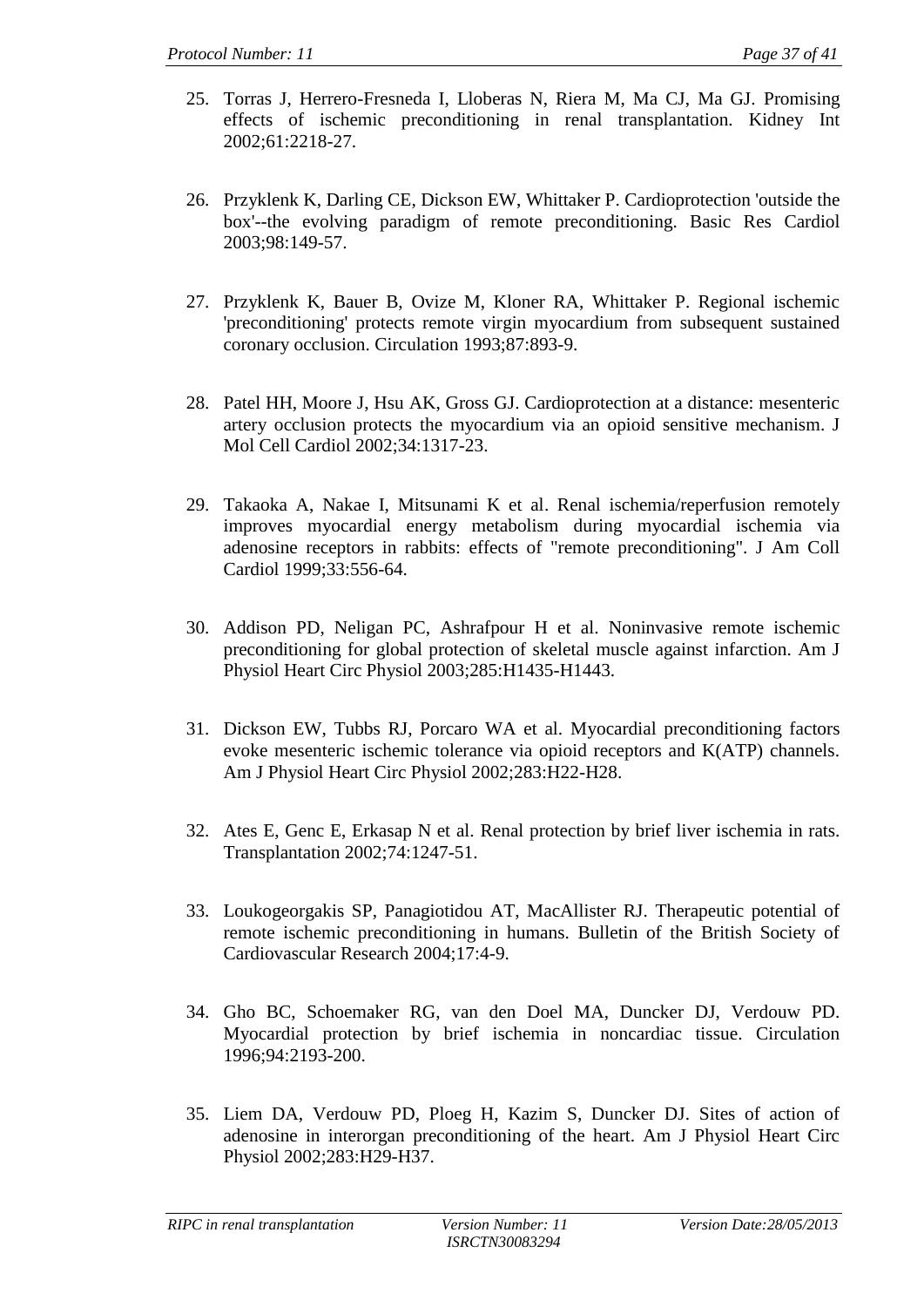25. Torras J, Herrero-Fresneda I, Lloberas N, Riera M, Ma CJ, Ma GJ. Promising effects of ischemic preconditioning in renal transplantation. Kidney Int 2002;61:2218-27.

26. Przyklenk K, Darling CE, Dickson EW, Whittaker P. Cardioprotection 'outside the box'--the evolving paradigm of remote preconditioning. Basic Res Cardiol 2003;98:149-57.

27. Przyklenk K, Bauer B, Ovize M, Kloner RA, Whittaker P. Regional ischemic 'preconditioning' protects remote virgin myocardium from subsequent sustained coronary occlusion. Circulation 1993;87:893-9.

28. Patel HH, Moore J, Hsu AK, Gross GJ. Cardioprotection at a distance: mesenteric artery occlusion protects the myocardium via an opioid sensitive mechanism. J Mol Cell Cardiol 2002;34:1317-23.

29. Takaoka A, Nakae I, Mitsunami K et al. Renal ischemia/reperfusion remotely improves myocardial energy metabolism during myocardial ischemia via adenosine receptors in rabbits: effects of "remote preconditioning". J Am Coll Cardiol 1999;33:556-64.

30. Addison PD, Neligan PC, Ashrafpour H et al. Noninvasive remote ischemic preconditioning for global protection of skeletal muscle against infarction. Am J Physiol Heart Circ Physiol 2003;285:H1435-H1443.

31. Dickson EW, Tubbs RJ, Porcaro WA et al. Myocardial preconditioning factors evoke mesenteric ischemic tolerance via opioid receptors and K(ATP) channels. Am J Physiol Heart Circ Physiol 2002;283:H22-H28.

32. Ates E, Genc E, Erkasap N et al. Renal protection by brief liver ischemia in rats. Transplantation 2002;74:1247-51.

33. Loukogeorgakis SP, Panagiotidou AT, MacAllister RJ. Therapeutic potential of remote ischemic preconditioning in humans. Bulletin of the British Society of Cardiovascular Research 2004;17:4-9.

34. Gho BC, Schoemaker RG, van den Doel MA, Duncker DJ, Verdouw PD. Myocardial protection by brief ischemia in noncardiac tissue. Circulation 1996;94:2193-200.

35. Liem DA, Verdouw PD, Ploeg H, Kazim S, Duncker DJ. Sites of action of adenosine in interorgan preconditioning of the heart. Am J Physiol Heart Circ Physiol 2002;283:H29-H37.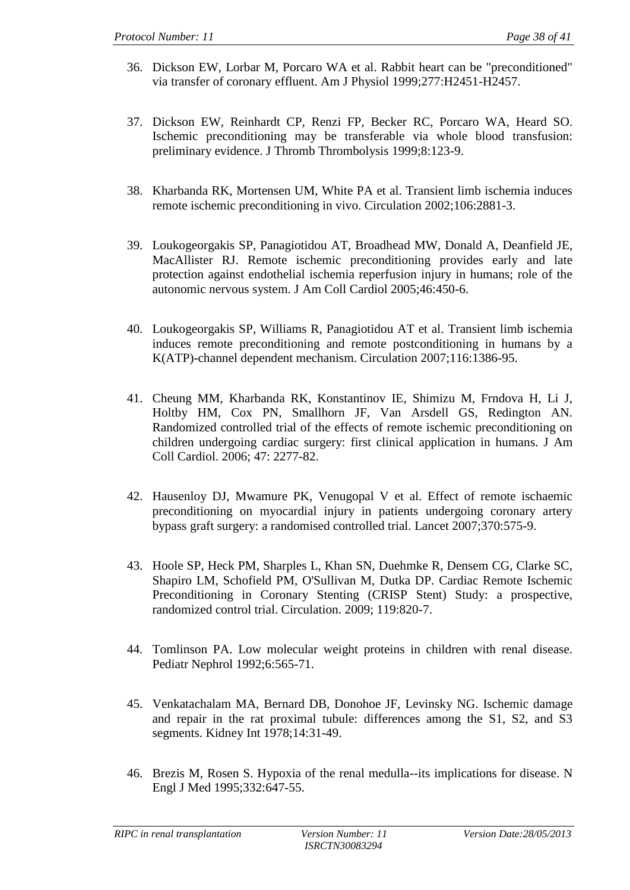36. Dickson EW, Lorbar M, Porcaro WA et al. Rabbit heart can be "preconditioned" via transfer of coronary effluent. Am J Physiol 1999;277:H2451-H2457.

37. Dickson EW, Reinhardt CP, Renzi FP, Becker RC, Porcaro WA, Heard SO. Ischemic preconditioning may be transferable via whole blood transfusion: preliminary evidence. J Thromb Thrombolysis 1999;8:123-9.

38. Kharbanda RK, Mortensen UM, White PA et al. Transient limb ischemia induces remote ischemic preconditioning in vivo. Circulation 2002;106:2881-3.

39. Loukogeorgakis SP, Panagiotidou AT, Broadhead MW, Donald A, Deanfield JE, MacAllister RJ. Remote ischemic preconditioning provides early and late protection against endothelial ischemia reperfusion injury in humans; role of the autonomic nervous system. J Am Coll Cardiol 2005;46:450-6.

40. Loukogeorgakis SP, Williams R, Panagiotidou AT et al. Transient limb ischemia induces remote preconditioning and remote postconditioning in humans by a K(ATP)-channel dependent mechanism. Circulation 2007;116:1386-95.

41. Cheung MM, Kharbanda RK, Konstantinov IE, Shimizu M, Frndova H, Li J, Holtby HM, Cox PN, Smallhorn JF, Van Arsdell GS, Redington AN. Randomized controlled trial of the effects of remote ischemic preconditioning on children undergoing cardiac surgery: first clinical application in humans. J Am Coll Cardiol. 2006; 47: 2277-82.

42. Hausenloy DJ, Mwamure PK, Venugopal V et al. Effect of remote ischaemic preconditioning on myocardial injury in patients undergoing coronary artery bypass graft surgery: a randomised controlled trial. Lancet 2007;370:575-9.

43. Hoole SP, Heck PM, Sharples L, Khan SN, Duehmke R, Densem CG, Clarke SC, Shapiro LM, Schofield PM, O'Sullivan M, Dutka DP. Cardiac Remote Ischemic Preconditioning in Coronary Stenting (CRISP Stent) Study: a prospective, randomized control trial. Circulation. 2009; 119:820-7.

44. Tomlinson PA. Low molecular weight proteins in children with renal disease. Pediatr Nephrol 1992;6:565-71.

45. Venkatachalam MA, Bernard DB, Donohoe JF, Levinsky NG. Ischemic damage and repair in the rat proximal tubule: differences among the S1, S2, and S3 segments. Kidney Int 1978;14:31-49.

46. Brezis M, Rosen S. Hypoxia of the renal medulla--its implications for disease. N Engl J Med 1995;332:647-55.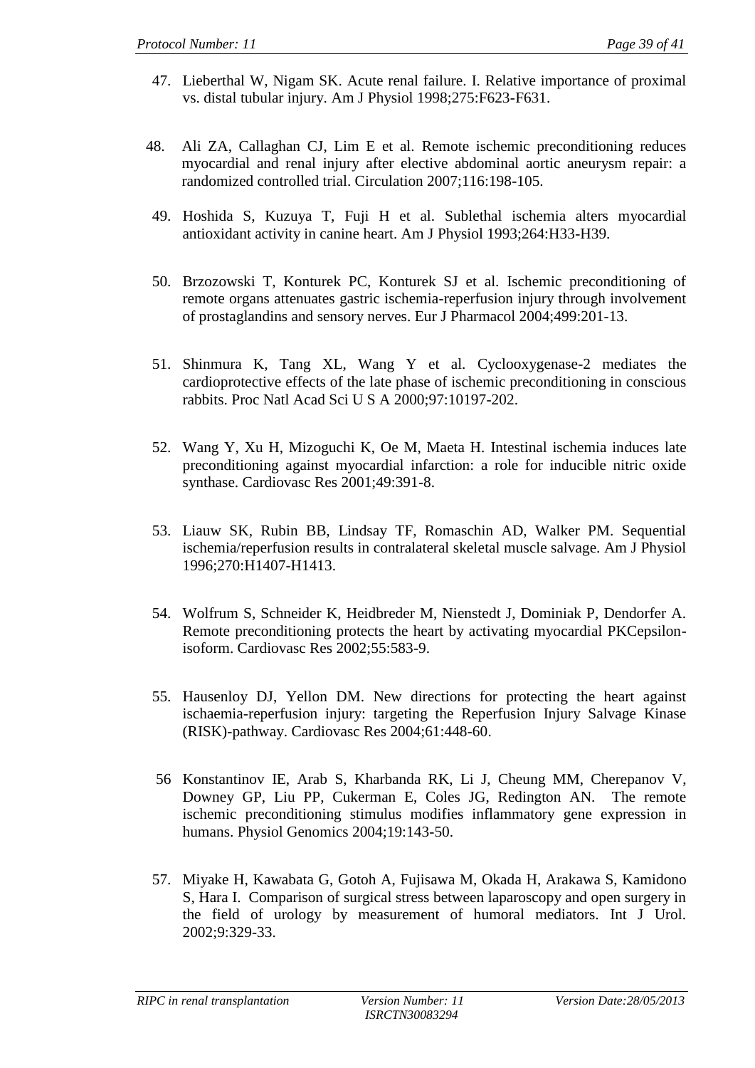47. Lieberthal W, Nigam SK. Acute renal failure. I. Relative importance of proximal vs. distal tubular injury. Am J Physiol 1998;275:F623-F631.

48. Ali ZA, Callaghan CJ, Lim E et al. Remote ischemic preconditioning reduces myocardial and renal injury after elective abdominal aortic aneurysm repair: a randomized controlled trial. Circulation 2007;116:198-105.

49. Hoshida S, Kuzuya T, Fuji H et al. Sublethal ischemia alters myocardial antioxidant activity in canine heart. Am J Physiol 1993;264:H33-H39.

50. Brzozowski T, Konturek PC, Konturek SJ et al. Ischemic preconditioning of remote organs attenuates gastric ischemia-reperfusion injury through involvement of prostaglandins and sensory nerves. Eur J Pharmacol 2004;499:201-13.

51. Shinmura K, Tang XL, Wang Y et al. Cyclooxygenase-2 mediates the cardioprotective effects of the late phase of ischemic preconditioning in conscious rabbits. Proc Natl Acad Sci U S A 2000;97:10197-202.

52. Wang Y, Xu H, Mizoguchi K, Oe M, Maeta H. Intestinal ischemia induces late preconditioning against myocardial infarction: a role for inducible nitric oxide synthase. Cardiovasc Res 2001;49:391-8.

53. Liauw SK, Rubin BB, Lindsay TF, Romaschin AD, Walker PM. Sequential ischemia/reperfusion results in contralateral skeletal muscle salvage. Am J Physiol 1996;270:H1407-H1413.

54. Wolfrum S, Schneider K, Heidbreder M, Nienstedt J, Dominiak P, Dendorfer A. Remote preconditioning protects the heart by activating myocardial PKCepsilon-isoform. Cardiovasc Res 2002;55:583-9.

55. Hausenloy DJ, Yellon DM. New directions for protecting the heart against ischaemia-reperfusion injury: targeting the Reperfusion Injury Salvage Kinase (RISK)-pathway. Cardiovasc Res 2004;61:448-60.

56 Konstantinov IE, Arab S, Kharbanda RK, Li J, Cheung MM, Cherepanov V, Downey GP, Liu PP, Cukerman E, Coles JG, Redington AN. The remote ischemic preconditioning stimulus modifies inflammatory gene expression in humans. Physiol Genomics 2004;19:143-50.

57. Miyake H, Kawabata G, Gotoh A, Fujisawa M, Okada H, Arakawa S, Kamidono S, Hara I. Comparison of surgical stress between laparoscopy and open surgery in the field of urology by measurement of humoral mediators. Int J Urol. 2002;9:329-33.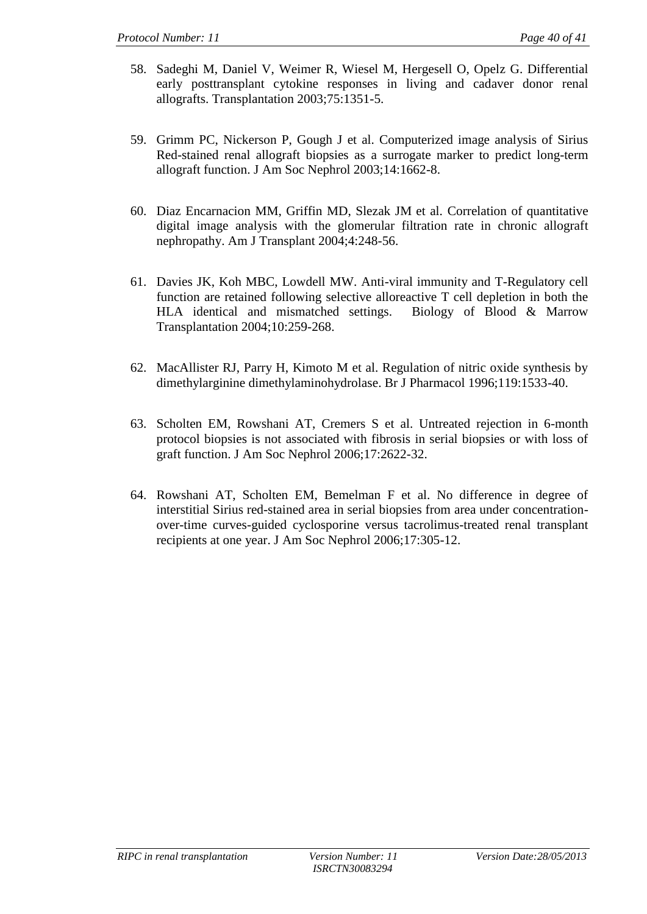58. Sadeghi M, Daniel V, Weimer R, Wiesel M, Hergesell O, Opelz G. Differential early posttransplant cytokine responses in living and cadaver donor renal allografts. Transplantation 2003;75:1351-5.

59. Grimm PC, Nickerson P, Gough J et al. Computerized image analysis of Sirius Red-stained renal allograft biopsies as a surrogate marker to predict long-term allograft function. J Am Soc Nephrol 2003;14:1662-8.

60. Diaz Encarnacion MM, Griffin MD, Slezak JM et al. Correlation of quantitative digital image analysis with the glomerular filtration rate in chronic allograft nephropathy. Am J Transplant 2004;4:248-56.

61. Davies JK, Koh MBC, Lowdell MW. Anti-viral immunity and T-Regulatory cell function are retained following selective alloreactive T cell depletion in both the HLA identical and mismatched settings. Biology of Blood & Marrow Transplantation 2004;10:259-268.

62. MacAllister RJ, Parry H, Kimoto M et al. Regulation of nitric oxide synthesis by dimethylarginine dimethylaminohydrolase. Br J Pharmacol 1996;119:1533-40.

63. Scholten EM, Rowshani AT, Cremers S et al. Untreated rejection in 6-month protocol biopsies is not associated with fibrosis in serial biopsies or with loss of graft function. J Am Soc Nephrol 2006;17:2622-32.

64. Rowshani AT, Scholten EM, Bemelman F et al. No difference in degree of interstitial Sirius red-stained area in serial biopsies from area under concentration-over-time curves-guided cyclosporine versus tacrolimus-treated renal transplant recipients at one year. J Am Soc Nephrol 2006;17:305-12.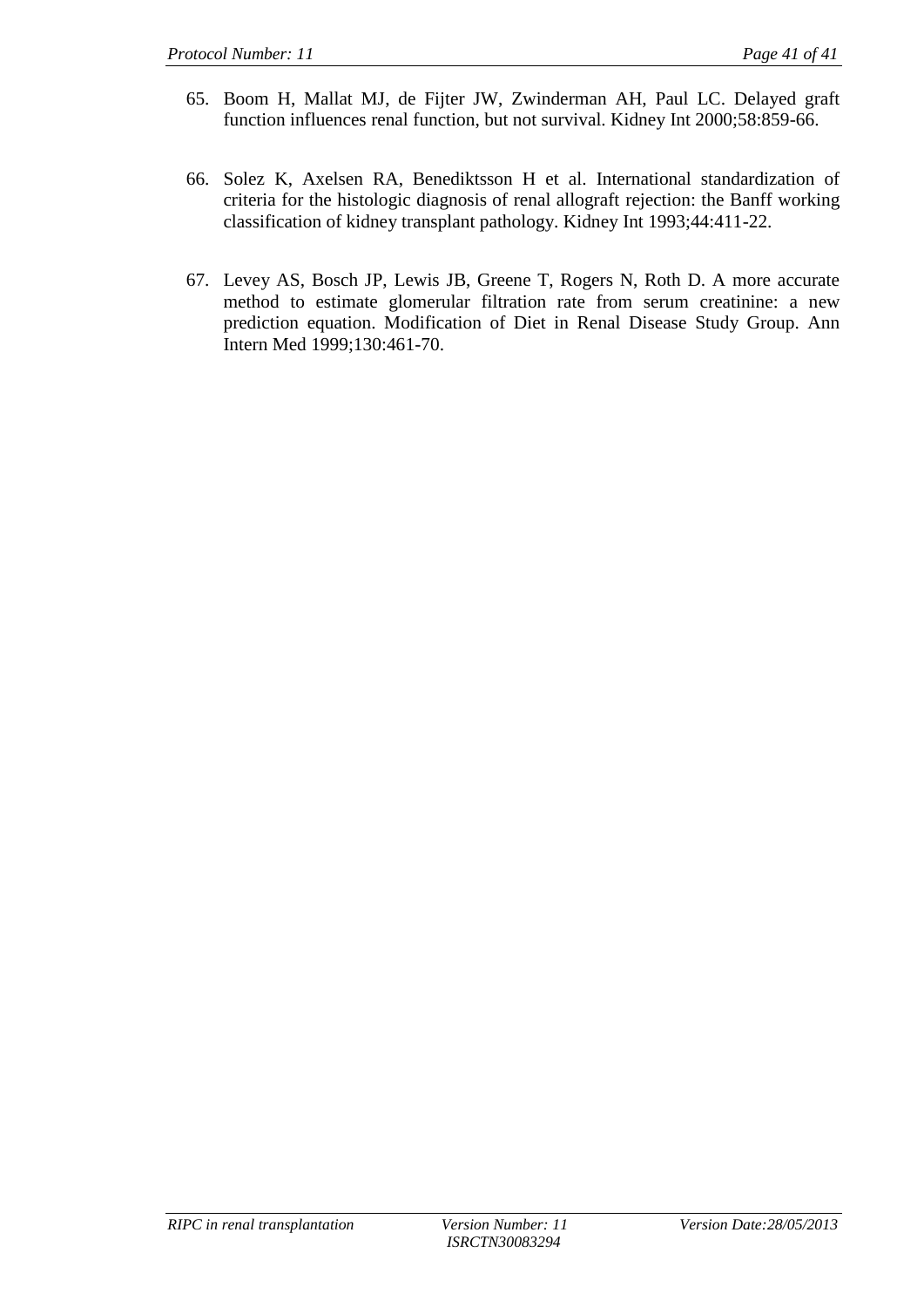65. Boom H, Mallat MJ, de Fijter JW, Zwinderman AH, Paul LC. Delayed graft function influences renal function, but not survival. Kidney Int 2000;58:859-66.

66. Solez K, Axelsen RA, Benediktsson H et al. International standardization of criteria for the histologic diagnosis of renal allograft rejection: the Banff working classification of kidney transplant pathology. Kidney Int 1993;44:411-22.

67. Levey AS, Bosch JP, Lewis JB, Greene T, Rogers N, Roth D. A more accurate method to estimate glomerular filtration rate from serum creatinine: a new prediction equation. Modification of Diet in Renal Disease Study Group. Ann Intern Med 1999;130:461-70.